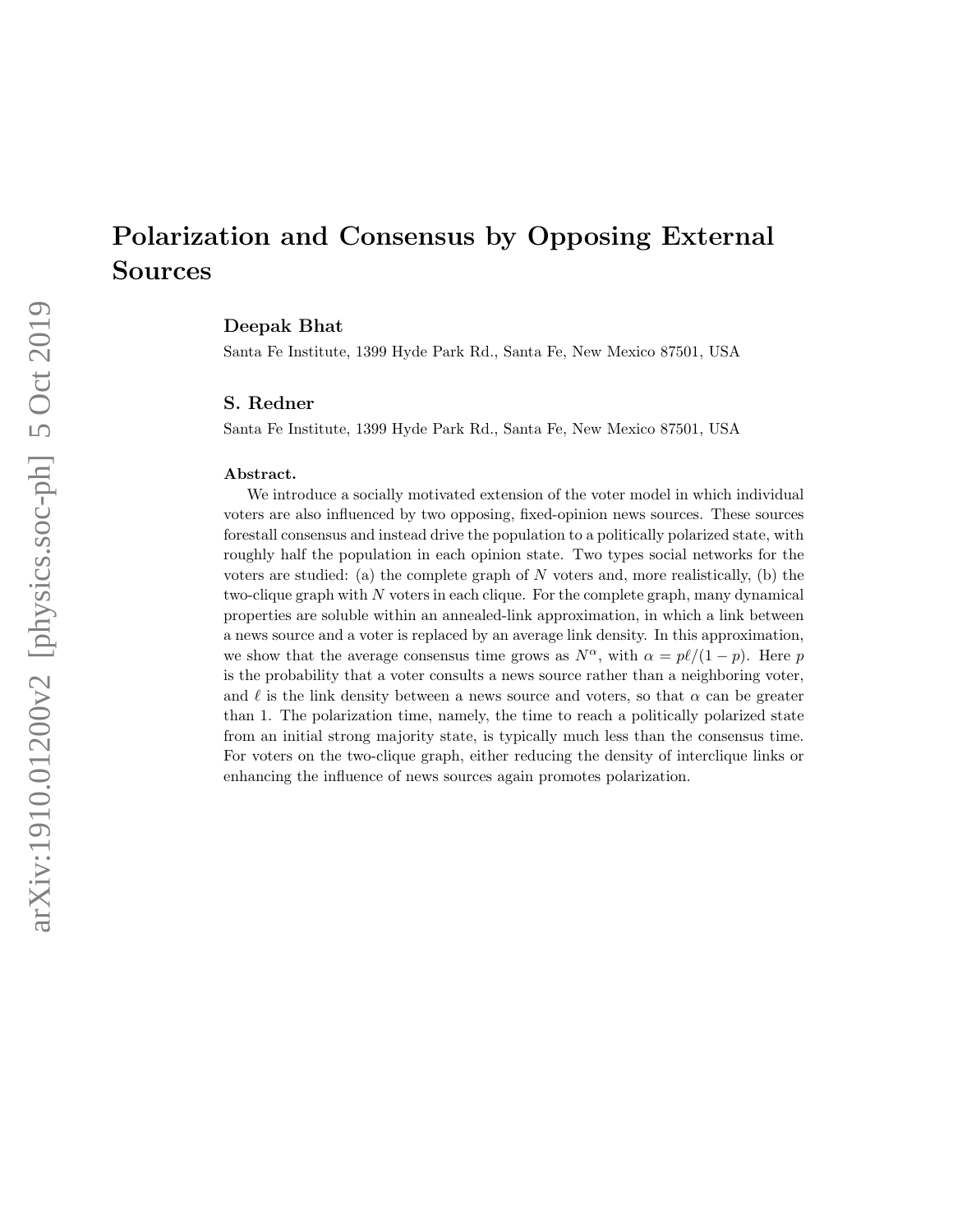# Polarization and Consensus by Opposing External Sources

**Deepak Bhat**

Santa Fe Institute, 1399 Hyde Park Rd., Santa Fe, New Mexico 87501, USA

**S. Redner**

Santa Fe Institute, 1399 Hyde Park Rd., Santa Fe, New Mexico 87501, USA

**Abstract.**

We introduce a socially motivated extension of the voter model in which individual voters are also influenced by two opposing, fixed-opinion news sources. These sources forestall consensus and instead drive the population to a politically polarized state, with roughly half the population in each opinion state. Two types social networks for the voters are studied: (a) the complete graph of $N$ voters and, more realistically, (b) the two-clique graph with $N$ voters in each clique. For the complete graph, many dynamical properties are soluble within an annealed-link approximation, in which a link between a news source and a voter is replaced by an average link density. In this approximation, we show that the average consensus time grows as $N^{\alpha}$, with $\alpha = p\ell/(1-p)$. Here $p$ is the probability that a voter consults a news source rather than a neighboring voter, and $\ell$ is the link density between a news source and voters, so that $\alpha$ can be greater than 1. The polarization time, namely, the time to reach a politically polarized state from an initial strong majority state, is typically much less than the consensus time. For voters on the two-clique graph, either reducing the density of interclique links or enhancing the influence of news sources again promotes polarization.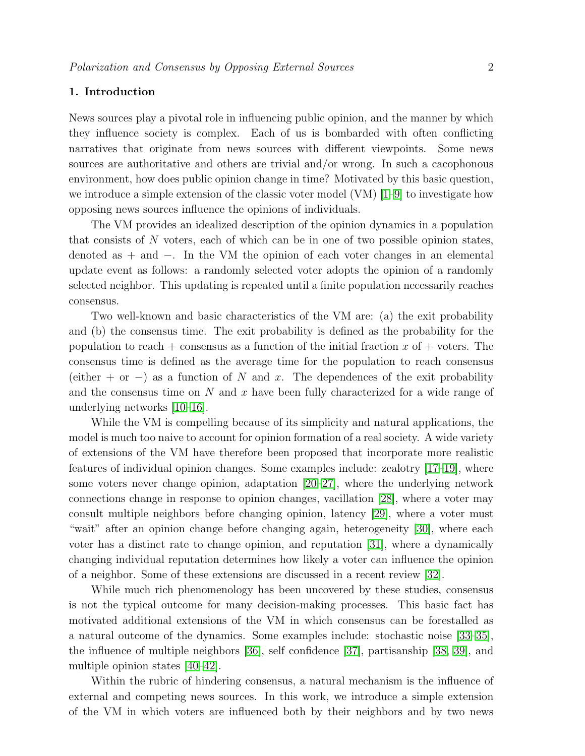## 1. Introduction

News sources play a pivotal role in influencing public opinion, and the manner by which they influence society is complex. Each of us is bombarded with often conflicting narratives that originate from news sources with different viewpoints. Some news sources are authoritative and others are trivial and/or wrong. In such a cacophonous environment, how does public opinion change in time? Motivated by this basic question, we introduce a simple extension of the classic voter model (VM) [1–9] to investigate how opposing news sources influence the opinions of individuals.

The VM provides an idealized description of the opinion dynamics in a population that consists of $N$ voters, each of which can be in one of two possible opinion states, denoted as $+$ and $-$. In the VM the opinion of each voter changes in an elemental update event as follows: a randomly selected voter adopts the opinion of a randomly selected neighbor. This updating is repeated until a finite population necessarily reaches consensus.

Two well-known and basic characteristics of the VM are: (a) the exit probability and (b) the consensus time. The exit probability is defined as the probability for the population to reach $+$ consensus as a function of the initial fraction $x$ of $+$ voters. The consensus time is defined as the average time for the population to reach consensus (either $+$ or $-$) as a function of $N$ and $x$. The dependences of the exit probability and the consensus time on $N$ and $x$ have been fully characterized for a wide range of underlying networks [10–16].

While the VM is compelling because of its simplicity and natural applications, the model is much too naive to account for opinion formation of a real society. A wide variety of extensions of the VM have therefore been proposed that incorporate more realistic features of individual opinion changes. Some examples include: zealotry [17–19], where some voters never change opinion, adaptation [20–27], where the underlying network connections change in response to opinion changes, vacillation [28], where a voter may consult multiple neighbors before changing opinion, latency [29], where a voter must "wait" after an opinion change before changing again, heterogeneity [30], where each voter has a distinct rate to change opinion, and reputation [31], where a dynamically changing individual reputation determines how likely a voter can influence the opinion of a neighbor. Some of these extensions are discussed in a recent review [32].

While much rich phenomenology has been uncovered by these studies, consensus is not the typical outcome for many decision-making processes. This basic fact has motivated additional extensions of the VM in which consensus can be forestalled as a natural outcome of the dynamics. Some examples include: stochastic noise [33–35], the influence of multiple neighbors [36], self confidence [37], partisanship [38, 39], and multiple opinion states [40–42].

Within the rubric of hindering consensus, a natural mechanism is the influence of external and competing news sources. In this work, we introduce a simple extension of the VM in which voters are influenced both by their neighbors and by two news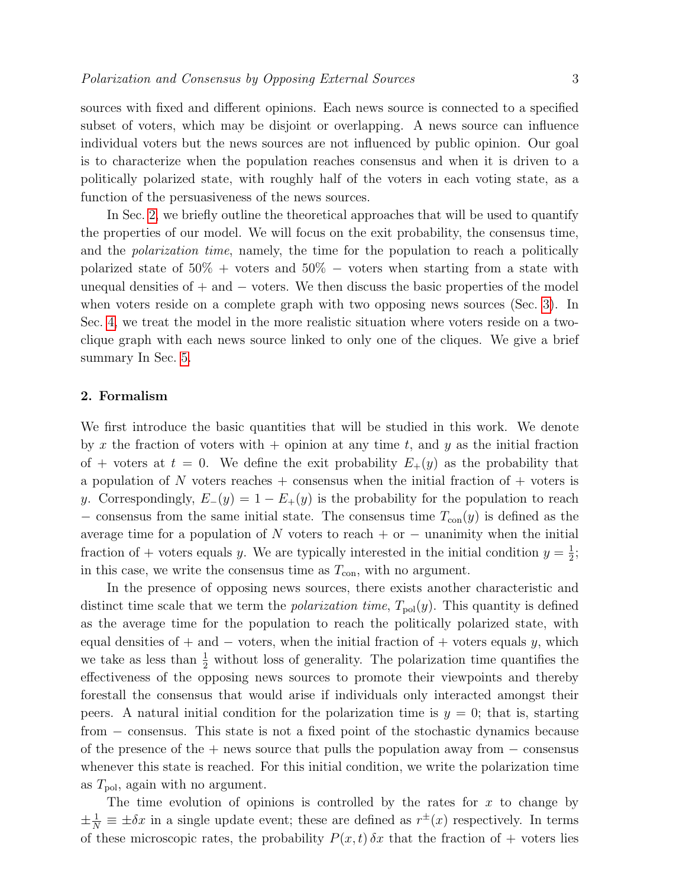sources with fixed and different opinions. Each news source is connected to a specified subset of voters, which may be disjoint or overlapping. A news source can influence individual voters but the news sources are not influenced by public opinion. Our goal is to characterize when the population reaches consensus and when it is driven to a politically polarized state, with roughly half of the voters in each voting state, as a function of the persuasiveness of the news sources.

In Sec. 2, we briefly outline the theoretical approaches that will be used to quantify the properties of our model. We will focus on the exit probability, the consensus time, and the *polarization time*, namely, the time for the population to reach a politically polarized state of 50% + voters and 50% − voters when starting from a state with unequal densities of + and − voters. We then discuss the basic properties of the model when voters reside on a complete graph with two opposing news sources (Sec. 3). In Sec. 4, we treat the model in the more realistic situation where voters reside on a two-clique graph with each news source linked to only one of the cliques. We give a brief summary In Sec. 5.

## 2. Formalism

We first introduce the basic quantities that will be studied in this work. We denote by $x$ the fraction of voters with + opinion at any time $t$, and $y$ as the initial fraction of + voters at $t = 0$. We define the exit probability $E_+(y)$ as the probability that a population of $N$ voters reaches + consensus when the initial fraction of + voters is $y$. Correspondingly, $E_-(y) = 1 - E_+(y)$ is the probability for the population to reach − consensus from the same initial state. The consensus time $T_{\rm con}(y)$ is defined as the average time for a population of $N$ voters to reach + or − unanimity when the initial fraction of + voters equals $y$. We are typically interested in the initial condition $y = \frac{1}{2}$; in this case, we write the consensus time as $T_{\rm con}$, with no argument.

In the presence of opposing news sources, there exists another characteristic and distinct time scale that we term the *polarization time*, $T_{\rm pol}(y)$. This quantity is defined as the average time for the population to reach the politically polarized state, with equal densities of + and − voters, when the initial fraction of + voters equals $y$, which we take as less than $\frac{1}{2}$ without loss of generality. The polarization time quantifies the effectiveness of the opposing news sources to promote their viewpoints and thereby forestall the consensus that would arise if individuals only interacted amongst their peers. A natural initial condition for the polarization time is $y = 0$; that is, starting from − consensus. This state is not a fixed point of the stochastic dynamics because of the presence of the + news source that pulls the population away from − consensus whenever this state is reached. For this initial condition, we write the polarization time as $T_{\rm pol}$, again with no argument.

The time evolution of opinions is controlled by the rates for $x$ to change by $\pm\frac{1}{N} \equiv \pm\delta x$ in a single update event; these are defined as $r^{\pm}(x)$ respectively. In terms of these microscopic rates, the probability $P(x,t)\,\delta x$ that the fraction of + voters lies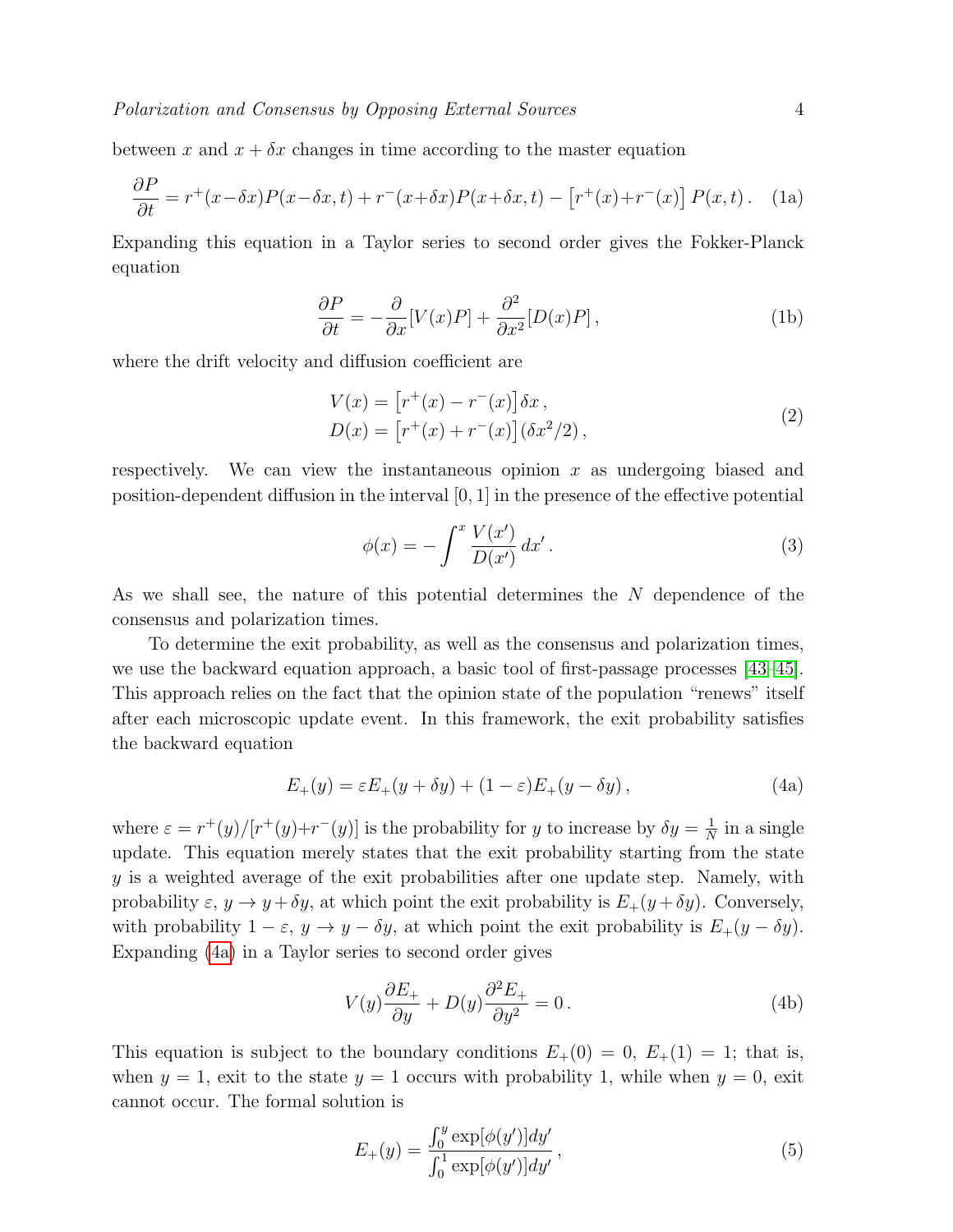between $x$ and $x + \delta x$ changes in time according to the master equation

$$\frac{\partial P}{\partial t} = r^{+}(x-\delta x)P(x-\delta x, t) + r^{-}(x+\delta x)P(x+\delta x, t) - \left[r^{+}(x)+r^{-}(x)\right] P(x, t)\,. \quad \text{(1a)}$$

Expanding this equation in a Taylor series to second order gives the Fokker-Planck equation

$$\frac{\partial P}{\partial t} = -\frac{\partial}{\partial x}[V(x)P] + \frac{\partial^2}{\partial x^2}[D(x)P]\,, \quad \text{(1b)}$$

where the drift velocity and diffusion coefficient are

$$\begin{aligned} V(x) &= \left[r^{+}(x) - r^{-}(x)\right]\delta x\,,\\ D(x) &= \left[r^{+}(x) + r^{-}(x)\right](\delta x^2/2)\,, \end{aligned} \quad \text{(2)}$$

respectively. We can view the instantaneous opinion $x$ as undergoing biased and position-dependent diffusion in the interval $[0, 1]$ in the presence of the effective potential

$$\phi(x) = -\int^{x} \frac{V(x')}{D(x')}\, dx'\,. \quad \text{(3)}$$

As we shall see, the nature of this potential determines the $N$ dependence of the consensus and polarization times.

To determine the exit probability, as well as the consensus and polarization times, we use the backward equation approach, a basic tool of first-passage processes [43–45]. This approach relies on the fact that the opinion state of the population "renews" itself after each microscopic update event. In this framework, the exit probability satisfies the backward equation

$$E_{+}(y) = \varepsilon E_{+}(y + \delta y) + (1 - \varepsilon)E_{+}(y - \delta y)\,, \quad \text{(4a)}$$

where $\varepsilon = r^{+}(y)/[r^{+}(y)+r^{-}(y)]$ is the probability for $y$ to increase by $\delta y = \frac{1}{N}$ in a single update. This equation merely states that the exit probability starting from the state $y$ is a weighted average of the exit probabilities after one update step. Namely, with probability $\varepsilon$, $y \to y + \delta y$, at which point the exit probability is $E_{+}(y + \delta y)$. Conversely, with probability $1 - \varepsilon$, $y \to y - \delta y$, at which point the exit probability is $E_{+}(y - \delta y)$. Expanding (4a) in a Taylor series to second order gives

$$V(y)\frac{\partial E_{+}}{\partial y} + D(y)\frac{\partial^2 E_{+}}{\partial y^2} = 0\,. \quad \text{(4b)}$$

This equation is subject to the boundary conditions $E_{+}(0) = 0$, $E_{+}(1) = 1$; that is, when $y = 1$, exit to the state $y = 1$ occurs with probability 1, while when $y = 0$, exit cannot occur. The formal solution is

$$E_{+}(y) = \frac{\int_0^y \exp[\phi(y')]dy'}{\int_0^1 \exp[\phi(y')]dy'}\,, \quad \text{(5)}$$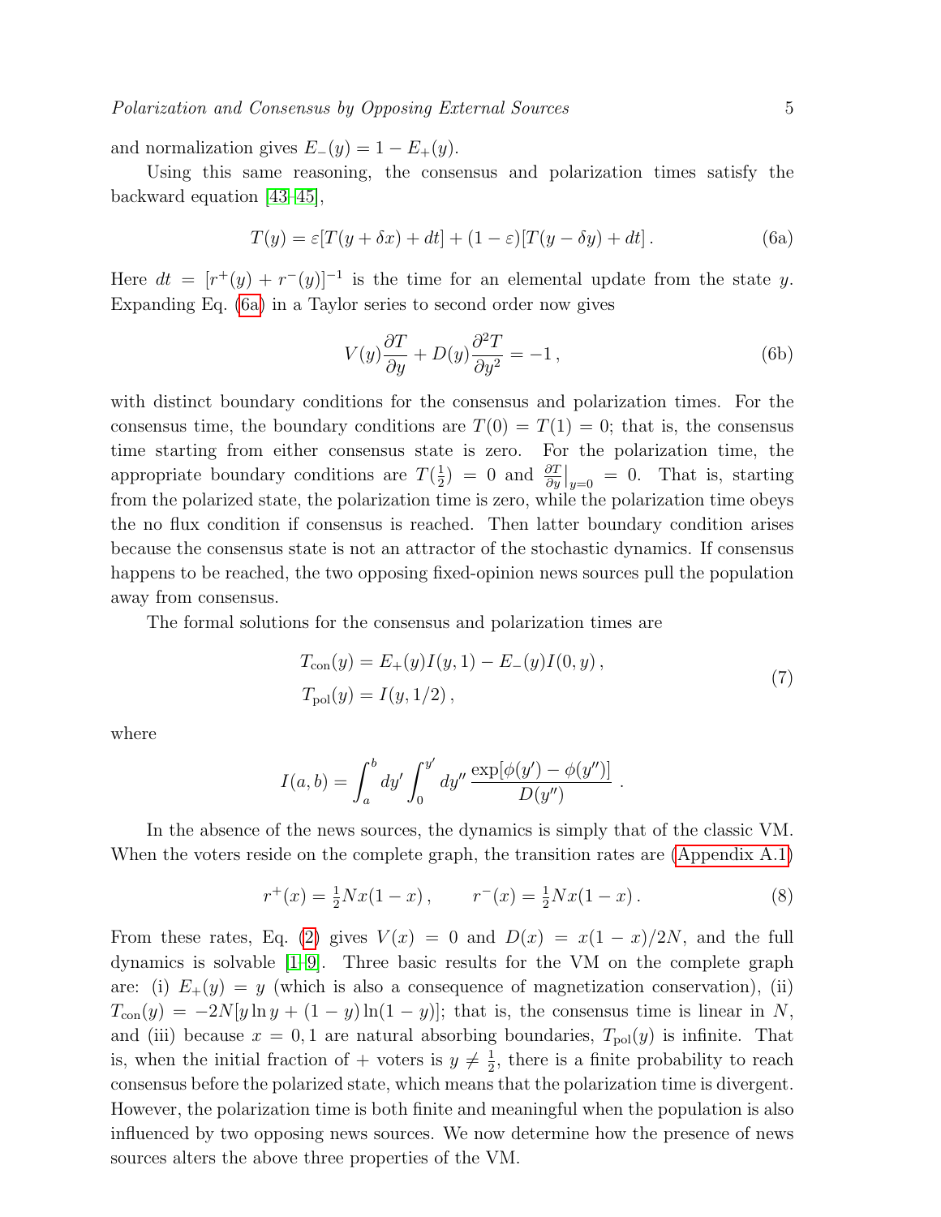and normalization gives $E_-(y) = 1 - E_+(y)$.

Using this same reasoning, the consensus and polarization times satisfy the backward equation [43–45],

$$T(y) = \varepsilon[T(y + \delta x) + dt] + (1 - \varepsilon)[T(y - \delta y) + dt] \,. \tag{6a}$$

Here $dt = [r^+(y) + r^-(y)]^{-1}$ is the time for an elemental update from the state $y$. Expanding Eq. (6a) in a Taylor series to second order now gives

$$V(y)\frac{\partial T}{\partial y} + D(y)\frac{\partial^2 T}{\partial y^2} = -1 \,, \tag{6b}$$

with distinct boundary conditions for the consensus and polarization times. For the consensus time, the boundary conditions are $T(0) = T(1) = 0$; that is, the consensus time starting from either consensus state is zero. For the polarization time, the appropriate boundary conditions are $T(\frac{1}{2}) = 0$ and $\frac{\partial T}{\partial y}\big|_{y=0} = 0$. That is, starting from the polarized state, the polarization time is zero, while the polarization time obeys the no flux condition if consensus is reached. Then latter boundary condition arises because the consensus state is not an attractor of the stochastic dynamics. If consensus happens to be reached, the two opposing fixed-opinion news sources pull the population away from consensus.

The formal solutions for the consensus and polarization times are

$$\begin{aligned} T_{\rm con}(y) &= E_+(y) I(y,1) - E_-(y) I(0,y) \,, \\ T_{\rm pol}(y) &= I(y, 1/2) \,, \end{aligned} \tag{7}$$

where

$$I(a,b) = \int_a^b dy' \int_0^{y'} dy'' \, \frac{\exp[\phi(y') - \phi(y'')]}{D(y'')} \,.$$

In the absence of the news sources, the dynamics is simply that of the classic VM. When the voters reside on the complete graph, the transition rates are (Appendix A.1)

$$r^+(x) = \tfrac{1}{2}Nx(1-x) \,, \qquad r^-(x) = \tfrac{1}{2}Nx(1-x) \,. \tag{8}$$

From these rates, Eq. (2) gives $V(x) = 0$ and $D(x) = x(1-x)/2N$, and the full dynamics is solvable [1–9]. Three basic results for the VM on the complete graph are: (i) $E_+(y) = y$ (which is also a consequence of magnetization conservation), (ii) $T_{\rm con}(y) = -2N[y \ln y + (1-y)\ln(1-y)]$; that is, the consensus time is linear in $N$, and (iii) because $x = 0, 1$ are natural absorbing boundaries, $T_{\rm pol}(y)$ is infinite. That is, when the initial fraction of + voters is $y \neq \frac{1}{2}$, there is a finite probability to reach consensus before the polarized state, which means that the polarization time is divergent. However, the polarization time is both finite and meaningful when the population is also influenced by two opposing news sources. We now determine how the presence of news sources alters the above three properties of the VM.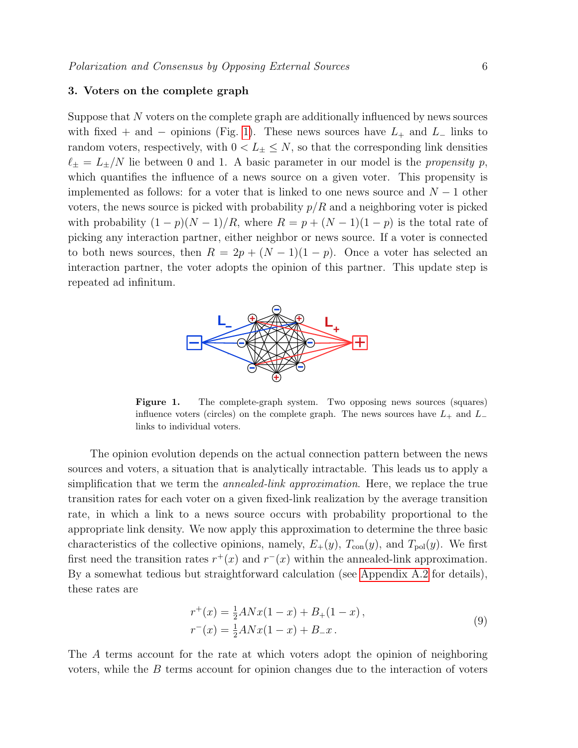## 3. Voters on the complete graph

Suppose that $N$ voters on the complete graph are additionally influenced by news sources with fixed + and − opinions (Fig. 1). These news sources have $L_+$ and $L_-$ links to random voters, respectively, with $0 < L_\pm \leq N$, so that the corresponding link densities $\ell_\pm = L_\pm/N$ lie between 0 and 1. A basic parameter in our model is the *propensity* $p$, which quantifies the influence of a news source on a given voter. This propensity is implemented as follows: for a voter that is linked to one news source and $N-1$ other voters, the news source is picked with probability $p/R$ and a neighboring voter is picked with probability $(1-p)(N-1)/R$, where $R = p + (N-1)(1-p)$ is the total rate of picking any interaction partner, either neighbor or news source. If a voter is connected to both news sources, then $R = 2p + (N-1)(1-p)$. Once a voter has selected an interaction partner, the voter adopts the opinion of this partner. This update step is repeated ad infinitum.

**Figure 1.** The complete-graph system. Two opposing news sources (squares) influence voters (circles) on the complete graph. The news sources have $L_+$ and $L_-$ links to individual voters.

The opinion evolution depends on the actual connection pattern between the news sources and voters, a situation that is analytically intractable. This leads us to apply a simplification that we term the *annealed-link approximation*. Here, we replace the true transition rates for each voter on a given fixed-link realization by the average transition rate, in which a link to a news source occurs with probability proportional to the appropriate link density. We now apply this approximation to determine the three basic characteristics of the collective opinions, namely, $E_+(y)$, $T_{\rm con}(y)$, and $T_{\rm pol}(y)$. We first first need the transition rates $r^+(x)$ and $r^-(x)$ within the annealed-link approximation. By a somewhat tedious but straightforward calculation (see Appendix A.2 for details), these rates are

$$
\begin{aligned}
r^+(x) &= \tfrac{1}{2}ANx(1-x) + B_+(1-x)\,,\\
r^-(x) &= \tfrac{1}{2}ANx(1-x) + B_-x\,.
\end{aligned}
\tag{9}
$$

The $A$ terms account for the rate at which voters adopt the opinion of neighboring voters, while the $B$ terms account for opinion changes due to the interaction of voters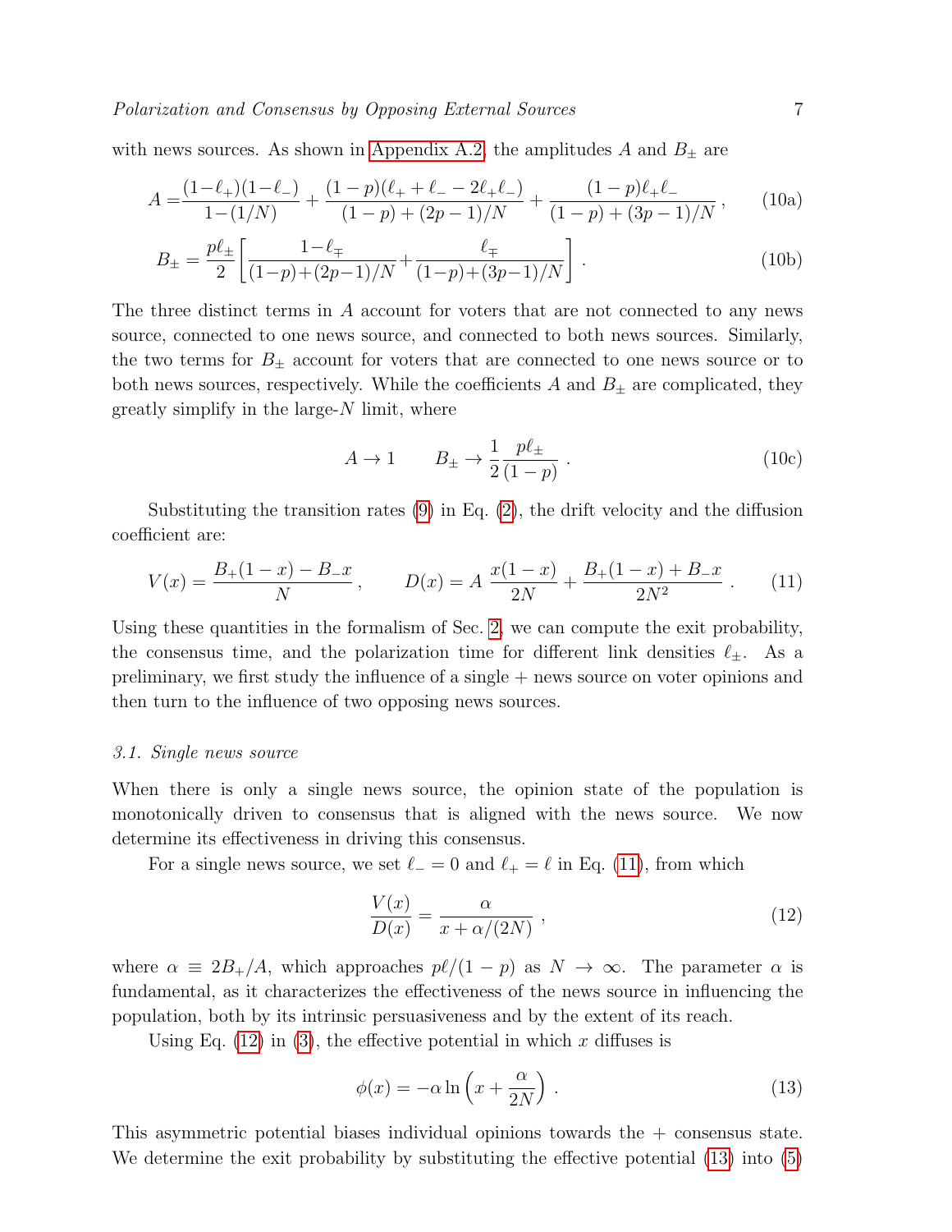with news sources. As shown in Appendix A.2, the amplitudes $A$ and $B_\pm$ are

$$A = \frac{(1-\ell_+)(1-\ell_-)}{1-(1/N)} + \frac{(1-p)(\ell_+ + \ell_- - 2\ell_+\ell_-)}{(1-p)+(2p-1)/N} + \frac{(1-p)\ell_+\ell_-}{(1-p)+(3p-1)/N}\,, \tag{10a}$$

$$B_\pm = \frac{p\ell_\pm}{2}\left[\frac{1-\ell_\mp}{(1-p)+(2p-1)/N} + \frac{\ell_\mp}{(1-p)+(3p-1)/N}\right]. \tag{10b}$$

The three distinct terms in $A$ account for voters that are not connected to any news source, connected to one news source, and connected to both news sources. Similarly, the two terms for $B_\pm$ account for voters that are connected to one news source or to both news sources, respectively. While the coefficients $A$ and $B_\pm$ are complicated, they greatly simplify in the large-$N$ limit, where

$$A \to 1 \qquad B_\pm \to \frac{1}{2}\frac{p\ell_\pm}{(1-p)}\,. \tag{10c}$$

Substituting the transition rates (9) in Eq. (2), the drift velocity and the diffusion coefficient are:

$$V(x) = \frac{B_+(1-x) - B_- x}{N}\,, \qquad D(x) = A\,\frac{x(1-x)}{2N} + \frac{B_+(1-x) + B_- x}{2N^2}\,. \tag{11}$$

Using these quantities in the formalism of Sec. 2, we can compute the exit probability, the consensus time, and the polarization time for different link densities $\ell_\pm$. As a preliminary, we first study the influence of a single + news source on voter opinions and then turn to the influence of two opposing news sources.

### 3.1. Single news source

When there is only a single news source, the opinion state of the population is monotonically driven to consensus that is aligned with the news source. We now determine its effectiveness in driving this consensus.

For a single news source, we set $\ell_- = 0$ and $\ell_+ = \ell$ in Eq. (11), from which

$$\frac{V(x)}{D(x)} = \frac{\alpha}{x + \alpha/(2N)}\,, \tag{12}$$

where $\alpha \equiv 2B_+/A$, which approaches $p\ell/(1-p)$ as $N \to \infty$. The parameter $\alpha$ is fundamental, as it characterizes the effectiveness of the news source in influencing the population, both by its intrinsic persuasiveness and by the extent of its reach.

Using Eq. (12) in (3), the effective potential in which $x$ diffuses is

$$\phi(x) = -\alpha \ln\left(x + \frac{\alpha}{2N}\right)\,. \tag{13}$$

This asymmetric potential biases individual opinions towards the + consensus state. We determine the exit probability by substituting the effective potential (13) into (5)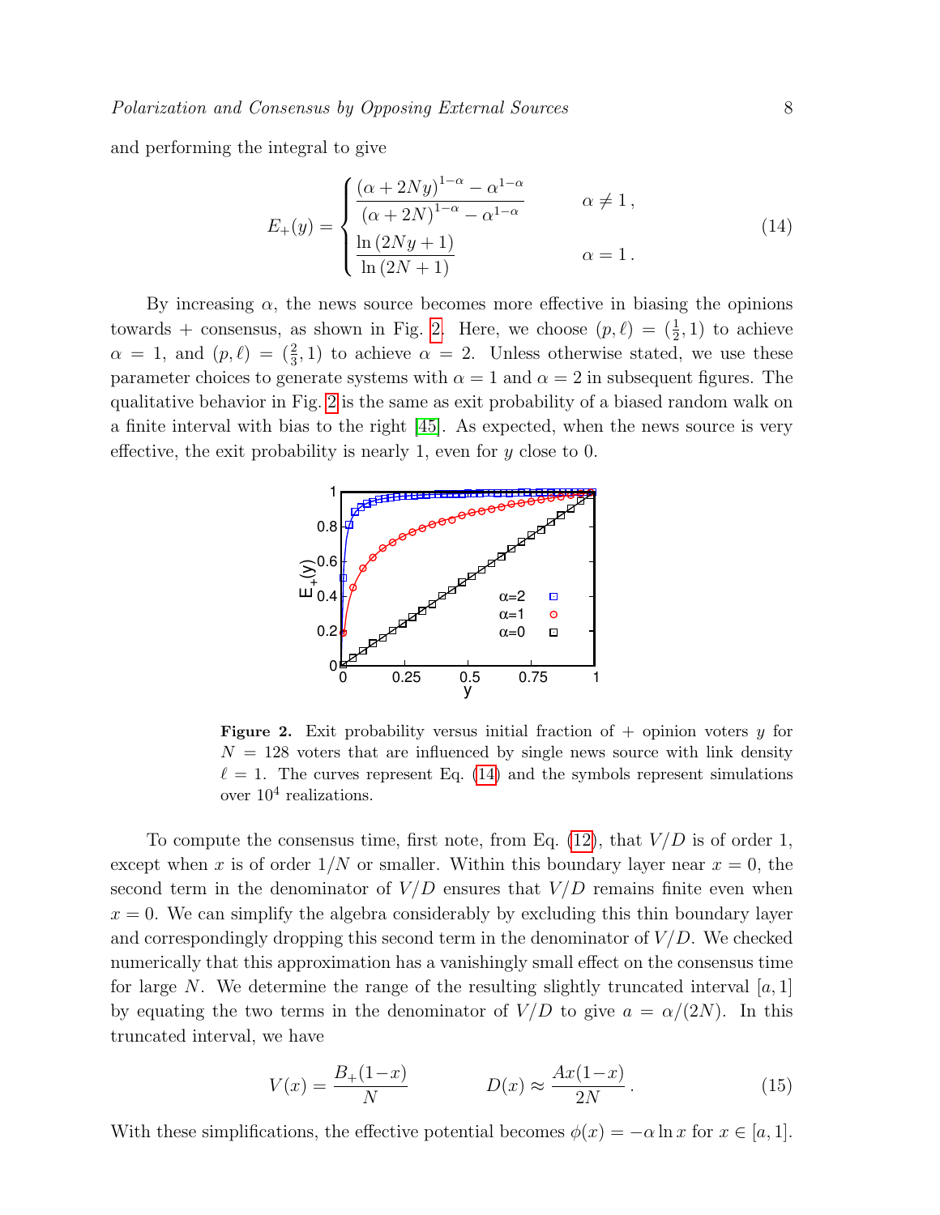and performing the integral to give

$$
E_+(y) = \begin{cases} \dfrac{(\alpha + 2Ny)^{1-\alpha} - \alpha^{1-\alpha}}{(\alpha + 2N)^{1-\alpha} - \alpha^{1-\alpha}} & \alpha \neq 1\,, \\[2ex] \dfrac{\ln(2Ny+1)}{\ln(2N+1)} & \alpha = 1\,. \end{cases} \tag{14}
$$

By increasing $\alpha$, the news source becomes more effective in biasing the opinions towards + consensus, as shown in Fig. 2. Here, we choose $(p,\ell) = (\frac{1}{2}, 1)$ to achieve $\alpha = 1$, and $(p,\ell) = (\frac{2}{3}, 1)$ to achieve $\alpha = 2$. Unless otherwise stated, we use these parameter choices to generate systems with $\alpha = 1$ and $\alpha = 2$ in subsequent figures. The qualitative behavior in Fig. 2 is the same as exit probability of a biased random walk on a finite interval with bias to the right [45]. As expected, when the news source is very effective, the exit probability is nearly 1, even for $y$ close to 0.

**Figure 2.** Exit probability versus initial fraction of + opinion voters $y$ for $N = 128$ voters that are influenced by single news source with link density $\ell = 1$. The curves represent Eq. (14) and the symbols represent simulations over $10^4$ realizations.

To compute the consensus time, first note, from Eq. (12), that $V/D$ is of order 1, except when $x$ is of order $1/N$ or smaller. Within this boundary layer near $x = 0$, the second term in the denominator of $V/D$ ensures that $V/D$ remains finite even when $x = 0$. We can simplify the algebra considerably by excluding this thin boundary layer and correspondingly dropping this second term in the denominator of $V/D$. We checked numerically that this approximation has a vanishingly small effect on the consensus time for large $N$. We determine the range of the resulting slightly truncated interval $[a, 1]$ by equating the two terms in the denominator of $V/D$ to give $a = \alpha/(2N)$. In this truncated interval, we have

$$
V(x) = \frac{B_+(1-x)}{N} \qquad\qquad D(x) \approx \frac{Ax(1-x)}{2N}\,. \tag{15}
$$

With these simplifications, the effective potential becomes $\phi(x) = -\alpha \ln x$ for $x \in [a, 1]$.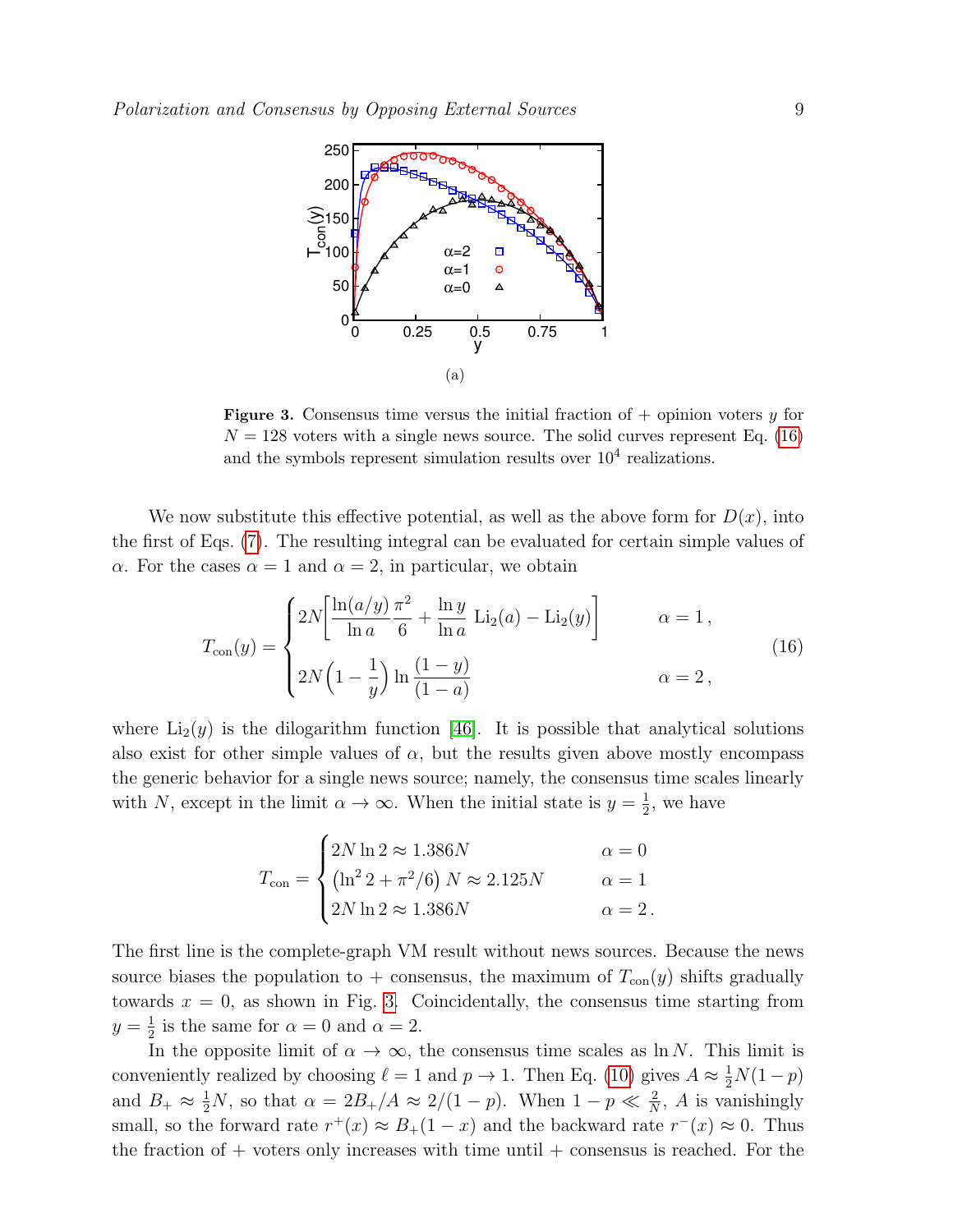(a)

**Figure 3.** Consensus time versus the initial fraction of + opinion voters $y$ for $N = 128$ voters with a single news source. The solid curves represent Eq. (16) and the symbols represent simulation results over $10^4$ realizations.

We now substitute this effective potential, as well as the above form for $D(x)$, into the first of Eqs. (7). The resulting integral can be evaluated for certain simple values of $\alpha$. For the cases $\alpha = 1$ and $\alpha = 2$, in particular, we obtain

$$T_{\text{con}}(y) = \begin{cases} 2N\left[\dfrac{\ln(a/y)}{\ln a}\dfrac{\pi^2}{6} + \dfrac{\ln y}{\ln a}\,\text{Li}_2(a) - \text{Li}_2(y)\right] & \alpha = 1\,, \\[2ex] 2N\left(1 - \dfrac{1}{y}\right)\ln\dfrac{(1-y)}{(1-a)} & \alpha = 2\,, \end{cases} \tag{16}$$

where $\text{Li}_2(y)$ is the dilogarithm function [46]. It is possible that analytical solutions also exist for other simple values of $\alpha$, but the results given above mostly encompass the generic behavior for a single news source; namely, the consensus time scales linearly with $N$, except in the limit $\alpha \to \infty$. When the initial state is $y = \frac{1}{2}$, we have

$$T_{\text{con}} = \begin{cases} 2N\ln 2 \approx 1.386N & \alpha = 0 \\ \left(\ln^2 2 + \pi^2/6\right)N \approx 2.125N & \alpha = 1 \\ 2N\ln 2 \approx 1.386N & \alpha = 2\,. \end{cases}$$

The first line is the complete-graph VM result without news sources. Because the news source biases the population to + consensus, the maximum of $T_{\text{con}}(y)$ shifts gradually towards $x = 0$, as shown in Fig. 3. Coincidentally, the consensus time starting from $y = \frac{1}{2}$ is the same for $\alpha = 0$ and $\alpha = 2$.

In the opposite limit of $\alpha \to \infty$, the consensus time scales as $\ln N$. This limit is conveniently realized by choosing $\ell = 1$ and $p \to 1$. Then Eq. (10) gives $A \approx \frac{1}{2}N(1-p)$ and $B_+ \approx \frac{1}{2}N$, so that $\alpha = 2B_+/A \approx 2/(1-p)$. When $1 - p \ll \frac{2}{N}$, $A$ is vanishingly small, so the forward rate $r^+(x) \approx B_+(1-x)$ and the backward rate $r^-(x) \approx 0$. Thus the fraction of + voters only increases with time until + consensus is reached. For the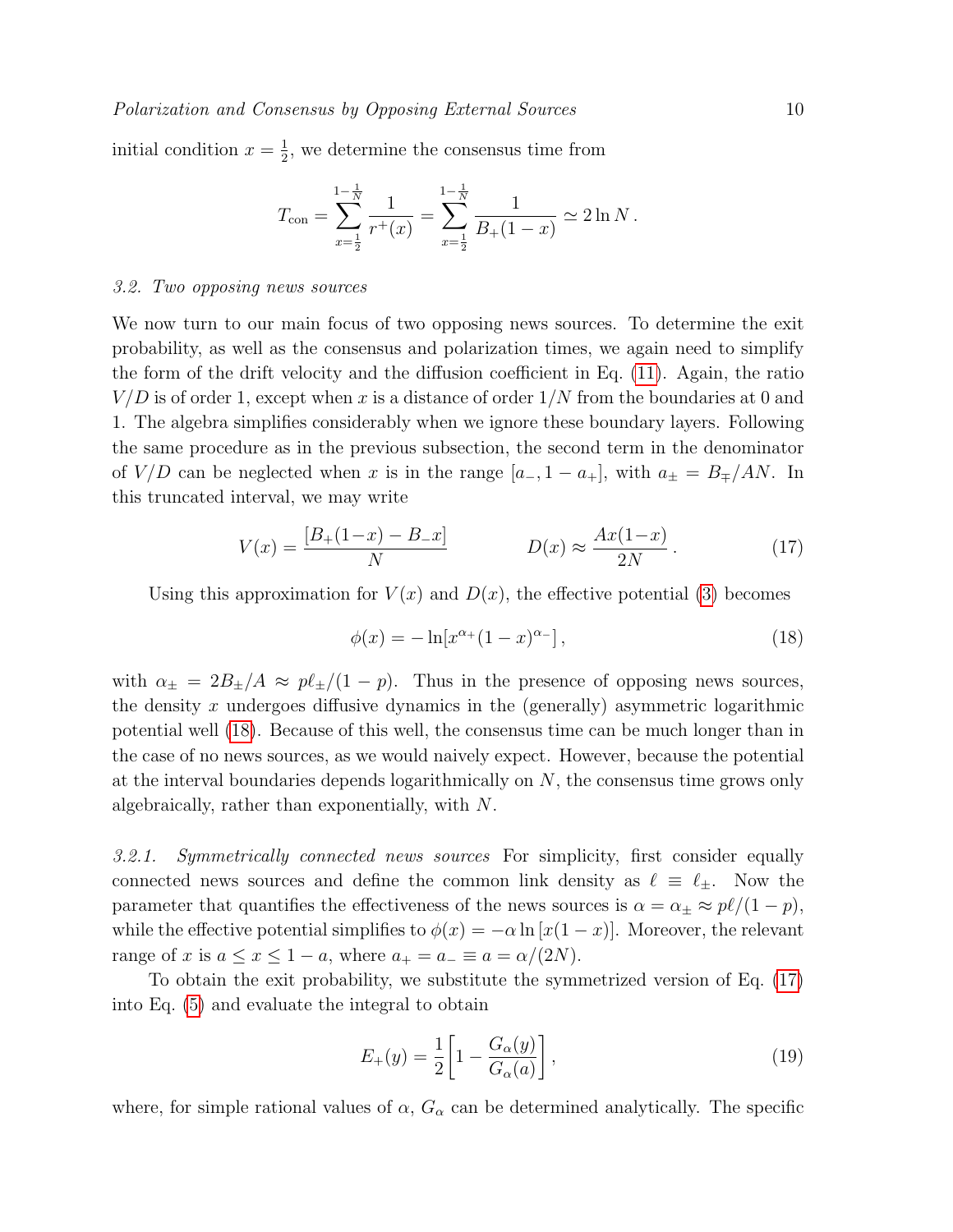initial condition $x = \frac{1}{2}$, we determine the consensus time from

$$T_{\text{con}} = \sum_{x=\frac{1}{2}}^{1-\frac{1}{N}} \frac{1}{r^+(x)} = \sum_{x=\frac{1}{2}}^{1-\frac{1}{N}} \frac{1}{B_+(1-x)} \simeq 2\ln N\,.$$

### 3.2. Two opposing news sources

We now turn to our main focus of two opposing news sources. To determine the exit probability, as well as the consensus and polarization times, we again need to simplify the form of the drift velocity and the diffusion coefficient in Eq. (11). Again, the ratio $V/D$ is of order 1, except when $x$ is a distance of order $1/N$ from the boundaries at 0 and 1. The algebra simplifies considerably when we ignore these boundary layers. Following the same procedure as in the previous subsection, the second term in the denominator of $V/D$ can be neglected when $x$ is in the range $[a_-, 1-a_+]$, with $a_\pm = B_\mp/AN$. In this truncated interval, we may write

$$V(x) = \frac{[B_+(1-x) - B_-x]}{N} \qquad\qquad D(x) \approx \frac{Ax(1-x)}{2N}\,. \tag{17}$$

Using this approximation for $V(x)$ and $D(x)$, the effective potential (3) becomes

$$\phi(x) = -\ln[x^{\alpha_+}(1-x)^{\alpha_-}]\,, \tag{18}$$

with $\alpha_\pm = 2B_\pm/A \approx p\ell_\pm/(1-p)$. Thus in the presence of opposing news sources, the density $x$ undergoes diffusive dynamics in the (generally) asymmetric logarithmic potential well (18). Because of this well, the consensus time can be much longer than in the case of no news sources, as we would naively expect. However, because the potential at the interval boundaries depends logarithmically on $N$, the consensus time grows only algebraically, rather than exponentially, with $N$.

*3.2.1. Symmetrically connected news sources* For simplicity, first consider equally connected news sources and define the common link density as $\ell \equiv \ell_\pm$. Now the parameter that quantifies the effectiveness of the news sources is $\alpha = \alpha_\pm \approx p\ell/(1-p)$, while the effective potential simplifies to $\phi(x) = -\alpha \ln[x(1-x)]$. Moreover, the relevant range of $x$ is $a \le x \le 1-a$, where $a_+ = a_- \equiv a = \alpha/(2N)$.

To obtain the exit probability, we substitute the symmetrized version of Eq. (17) into Eq. (5) and evaluate the integral to obtain

$$E_+(y) = \frac{1}{2}\left[1 - \frac{G_\alpha(y)}{G_\alpha(a)}\right], \tag{19}$$

where, for simple rational values of $\alpha$, $G_\alpha$ can be determined analytically. The specific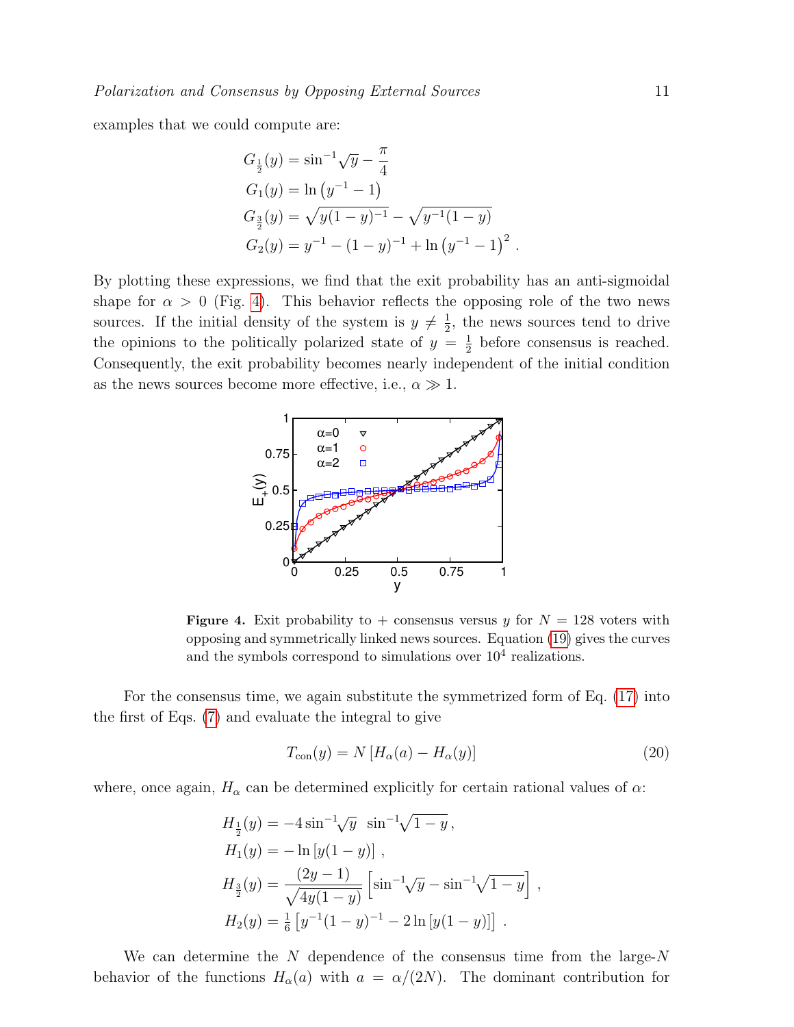examples that we could compute are:

$$
\begin{aligned}
G_{\frac{1}{2}}(y) &= \sin^{-1}\sqrt{y} - \frac{\pi}{4} \\
G_1(y) &= \ln\left(y^{-1} - 1\right) \\
G_{\frac{3}{2}}(y) &= \sqrt{y(1-y)^{-1}} - \sqrt{y^{-1}(1-y)} \\
G_2(y) &= y^{-1} - (1-y)^{-1} + \ln\left(y^{-1} - 1\right)^2 .
\end{aligned}
$$

By plotting these expressions, we find that the exit probability has an anti-sigmoidal shape for $\alpha > 0$ (Fig. 4). This behavior reflects the opposing role of the two news sources. If the initial density of the system is $y \neq \frac{1}{2}$, the news sources tend to drive the opinions to the politically polarized state of $y = \frac{1}{2}$ before consensus is reached. Consequently, the exit probability becomes nearly independent of the initial condition as the news sources become more effective, i.e., $\alpha \gg 1$.

**Figure 4.** Exit probability to + consensus versus $y$ for $N = 128$ voters with opposing and symmetrically linked news sources. Equation (19) gives the curves and the symbols correspond to simulations over $10^4$ realizations.

For the consensus time, we again substitute the symmetrized form of Eq. (17) into the first of Eqs. (7) and evaluate the integral to give

$$
T_{\rm con}(y) = N\left[H_\alpha(a) - H_\alpha(y)\right] \tag{20}
$$

where, once again, $H_\alpha$ can be determined explicitly for certain rational values of $\alpha$:

$$
\begin{aligned}
H_{\frac{1}{2}}(y) &= -4\sin^{-1}\sqrt{y}\;\;\sin^{-1}\sqrt{1-y}\,, \\
H_1(y) &= -\ln\left[y(1-y)\right]\,, \\
H_{\frac{3}{2}}(y) &= \frac{(2y-1)}{\sqrt{4y(1-y)}}\left[\sin^{-1}\sqrt{y} - \sin^{-1}\sqrt{1-y}\right]\,, \\
H_2(y) &= \tfrac{1}{6}\left[y^{-1}(1-y)^{-1} - 2\ln\left[y(1-y)\right]\right]\,.
\end{aligned}
$$

We can determine the $N$ dependence of the consensus time from the large-$N$ behavior of the functions $H_\alpha(a)$ with $a = \alpha/(2N)$. The dominant contribution for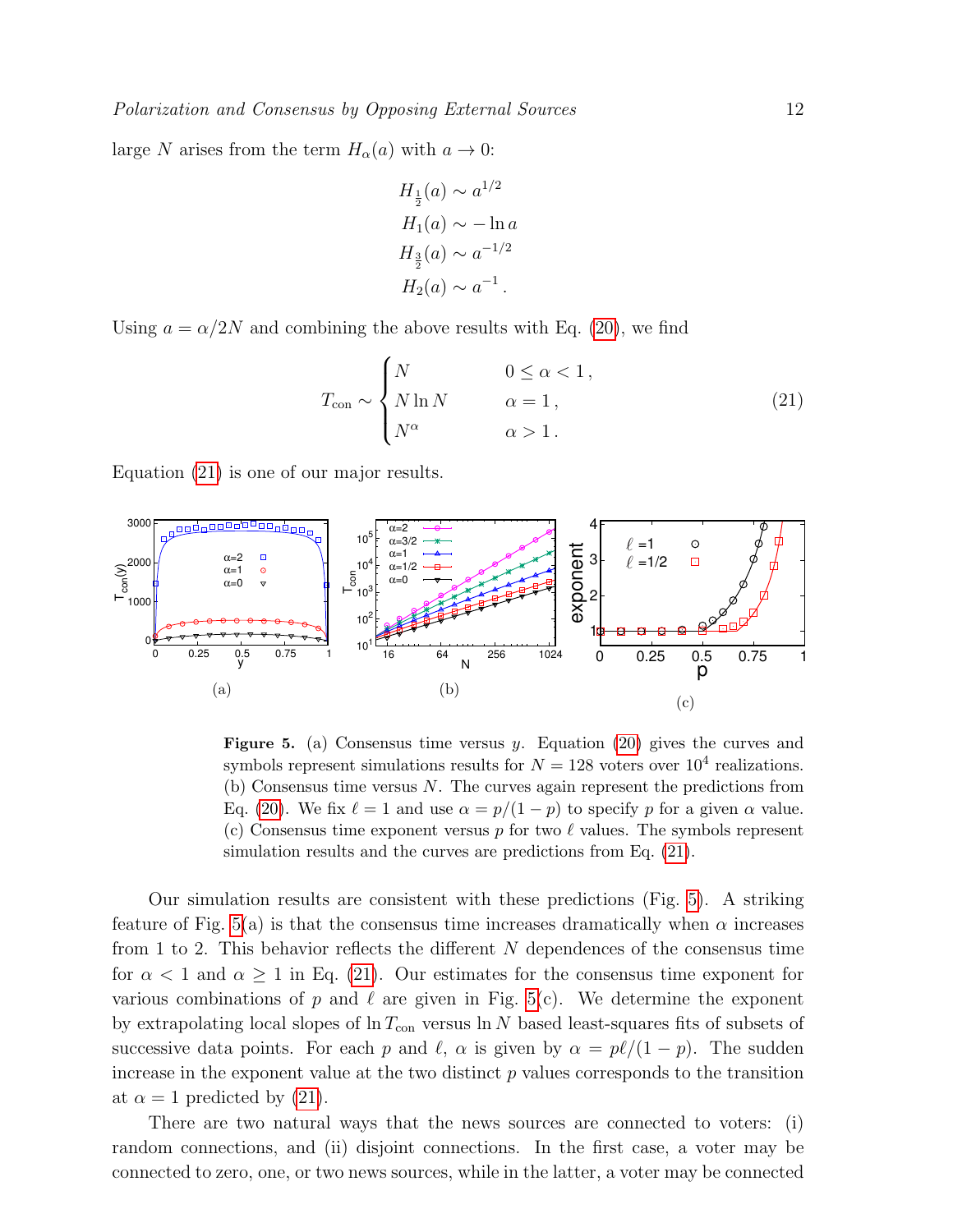large $N$ arises from the term $H_\alpha(a)$ with $a \to 0$:

$$
\begin{aligned}
H_{\frac{1}{2}}(a) &\sim a^{1/2} \\
H_1(a) &\sim -\ln a \\
H_{\frac{3}{2}}(a) &\sim a^{-1/2} \\
H_2(a) &\sim a^{-1}\,.
\end{aligned}
$$

Using $a = \alpha/2N$ and combining the above results with Eq. (20), we find

$$
T_{\rm con} \sim \begin{cases} N & 0 \le \alpha < 1\,, \\ N \ln N & \alpha = 1\,, \\ N^{\alpha} & \alpha > 1\,. \end{cases} \tag{21}
$$

Equation (21) is one of our major results.

**Figure 5.** (a) Consensus time versus $y$. Equation (20) gives the curves and symbols represent simulations results for $N = 128$ voters over $10^4$ realizations. (b) Consensus time versus $N$. The curves again represent the predictions from Eq. (20). We fix $\ell = 1$ and use $\alpha = p/(1-p)$ to specify $p$ for a given $\alpha$ value. (c) Consensus time exponent versus $p$ for two $\ell$ values. The symbols represent simulation results and the curves are predictions from Eq. (21).

Our simulation results are consistent with these predictions (Fig. 5). A striking feature of Fig. 5(a) is that the consensus time increases dramatically when $\alpha$ increases from 1 to 2. This behavior reflects the different $N$ dependences of the consensus time for $\alpha < 1$ and $\alpha \ge 1$ in Eq. (21). Our estimates for the consensus time exponent for various combinations of $p$ and $\ell$ are given in Fig. 5(c). We determine the exponent by extrapolating local slopes of $\ln T_{\rm con}$ versus $\ln N$ based least-squares fits of subsets of successive data points. For each $p$ and $\ell$, $\alpha$ is given by $\alpha = p\ell/(1-p)$. The sudden increase in the exponent value at the two distinct $p$ values corresponds to the transition at $\alpha = 1$ predicted by (21).

There are two natural ways that the news sources are connected to voters: (i) random connections, and (ii) disjoint connections. In the first case, a voter may be connected to zero, one, or two news sources, while in the latter, a voter may be connected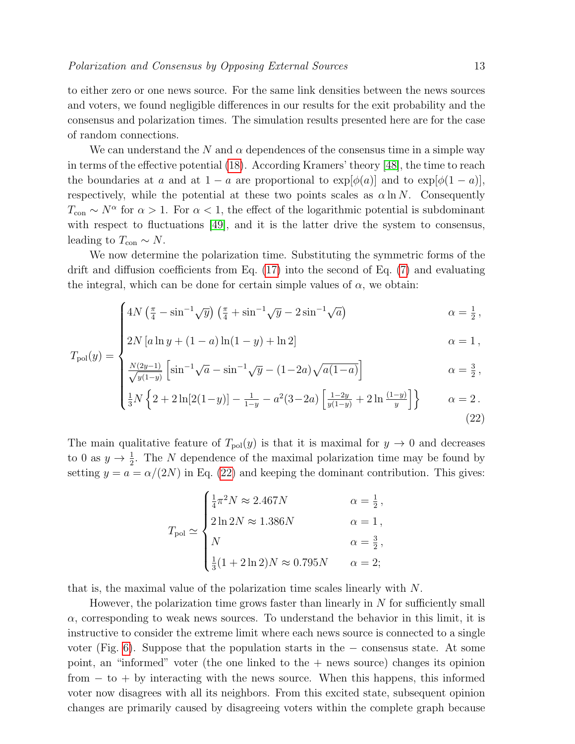to either zero or one news source. For the same link densities between the news sources and voters, we found negligible differences in our results for the exit probability and the consensus and polarization times. The simulation results presented here are for the case of random connections.

We can understand the $N$ and $\alpha$ dependences of the consensus time in a simple way in terms of the effective potential (18). According Kramers' theory [48], the time to reach the boundaries at $a$ and at $1-a$ are proportional to $\exp[\phi(a)]$ and to $\exp[\phi(1-a)]$, respectively, while the potential at these two points scales as $\alpha \ln N$. Consequently $T_{\rm con} \sim N^{\alpha}$ for $\alpha > 1$. For $\alpha < 1$, the effect of the logarithmic potential is subdominant with respect to fluctuations [49], and it is the latter drive the system to consensus, leading to $T_{\rm con} \sim N$.

We now determine the polarization time. Substituting the symmetric forms of the drift and diffusion coefficients from Eq. (17) into the second of Eq. (7) and evaluating the integral, which can be done for certain simple values of $\alpha$, we obtain:

$$
T_{\rm pol}(y) = \begin{cases}
4N\left(\frac{\pi}{4} - \sin^{-1}\sqrt{y}\right)\left(\frac{\pi}{4} + \sin^{-1}\sqrt{y} - 2\sin^{-1}\sqrt{a}\right) & \alpha = \frac{1}{2}\,, \\[2mm]
2N\left[a\ln y + (1-a)\ln(1-y) + \ln 2\right] & \alpha = 1\,, \\[2mm]
\frac{N(2y-1)}{\sqrt{y(1-y)}}\left[\sin^{-1}\sqrt{a} - \sin^{-1}\sqrt{y} - (1-2a)\sqrt{a(1-a)}\right] & \alpha = \frac{3}{2}\,, \\[2mm]
\frac{1}{3}N\left\{2 + 2\ln[2(1-y)] - \frac{1}{1-y} - a^2(3-2a)\left[\frac{1-2y}{y(1-y)} + 2\ln\frac{(1-y)}{y}\right]\right\} & \alpha = 2\,.
\end{cases} \tag{22}
$$

The main qualitative feature of $T_{\rm pol}(y)$ is that it is maximal for $y \to 0$ and decreases to 0 as $y \to \frac{1}{2}$. The $N$ dependence of the maximal polarization time may be found by setting $y = a = \alpha/(2N)$ in Eq. (22) and keeping the dominant contribution. This gives:

$$
T_{\rm pol} \simeq \begin{cases}
\frac{1}{4}\pi^2 N \approx 2.467N & \alpha = \frac{1}{2}\,, \\[1mm]
2\ln 2N \approx 1.386N & \alpha = 1\,, \\[1mm]
N & \alpha = \frac{3}{2}\,, \\[1mm]
\frac{1}{3}(1 + 2\ln 2)N \approx 0.795N & \alpha = 2;
\end{cases}
$$

that is, the maximal value of the polarization time scales linearly with $N$.

However, the polarization time grows faster than linearly in $N$ for sufficiently small $\alpha$, corresponding to weak news sources. To understand the behavior in this limit, it is instructive to consider the extreme limit where each news source is connected to a single voter (Fig. 6). Suppose that the population starts in the $-$ consensus state. At some point, an "informed" voter (the one linked to the $+$ news source) changes its opinion from $-$ to $+$ by interacting with the news source. When this happens, this informed voter now disagrees with all its neighbors. From this excited state, subsequent opinion changes are primarily caused by disagreeing voters within the complete graph because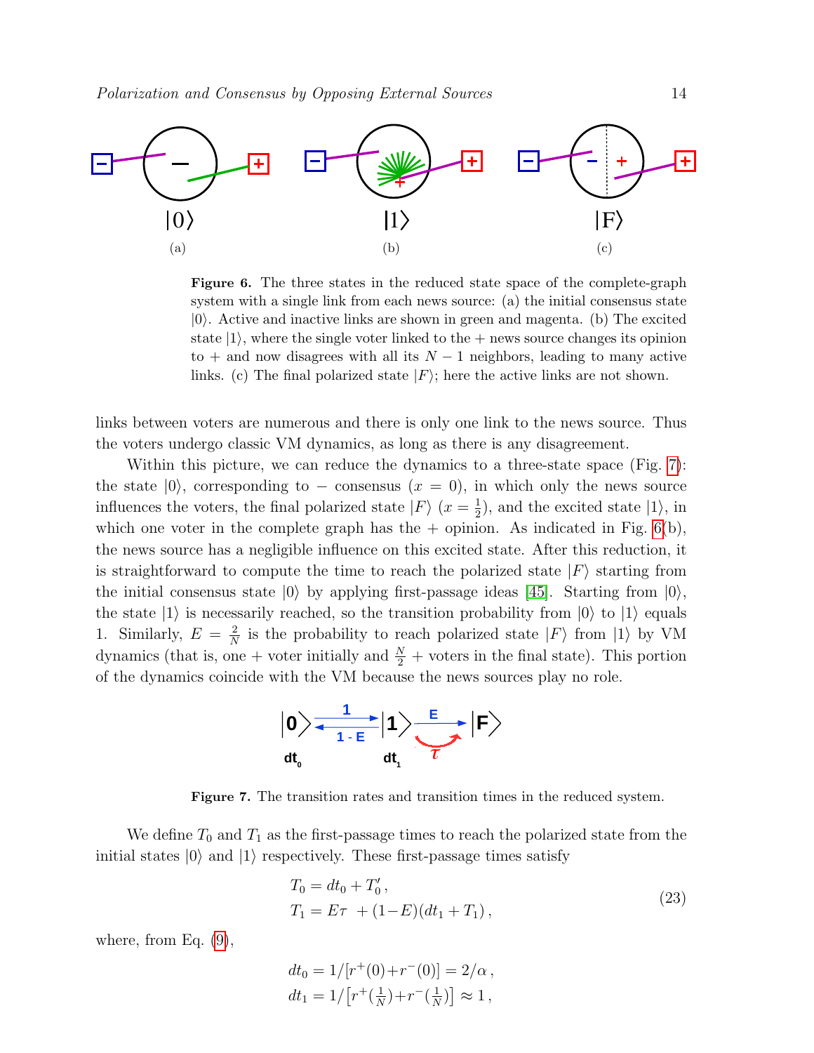Figure 6. The three states in the reduced state space of the complete-graph system with a single link from each news source: (a) the initial consensus state $|0\rangle$. Active and inactive links are shown in green and magenta. (b) The excited state $|1\rangle$, where the single voter linked to the + news source changes its opinion to + and now disagrees with all its $N-1$ neighbors, leading to many active links. (c) The final polarized state $|F\rangle$; here the active links are not shown.

links between voters are numerous and there is only one link to the news source. Thus the voters undergo classic VM dynamics, as long as there is any disagreement.

Within this picture, we can reduce the dynamics to a three-state space (Fig. 7): the state $|0\rangle$, corresponding to $-$ consensus ($x=0$), in which only the news source influences the voters, the final polarized state $|F\rangle$ ($x=\frac{1}{2}$), and the excited state $|1\rangle$, in which one voter in the complete graph has the + opinion. As indicated in Fig. 6(b), the news source has a negligible influence on this excited state. After this reduction, it is straightforward to compute the time to reach the polarized state $|F\rangle$ starting from the initial consensus state $|0\rangle$ by applying first-passage ideas [45]. Starting from $|0\rangle$, the state $|1\rangle$ is necessarily reached, so the transition probability from $|0\rangle$ to $|1\rangle$ equals 1. Similarly, $E=\frac{2}{N}$ is the probability to reach polarized state $|F\rangle$ from $|1\rangle$ by VM dynamics (that is, one + voter initially and $\frac{N}{2}$ + voters in the final state). This portion of the dynamics coincide with the VM because the news sources play no role.

Figure 7. The transition rates and transition times in the reduced system.

We define $T_0$ and $T_1$ as the first-passage times to reach the polarized state from the initial states $|0\rangle$ and $|1\rangle$ respectively. These first-passage times satisfy

$$
\begin{aligned}
T_0 &= dt_0 + T_0'\,,\\
T_1 &= E\tau \ + (1-E)(dt_1 + T_1)\,,
\end{aligned}
\tag{23}
$$

where, from Eq. (9),

$$
\begin{aligned}
dt_0 &= 1/[r^+(0)+r^-(0)] = 2/\alpha\,,\\
dt_1 &= 1/\big[r^+(\tfrac{1}{N})+r^-(\tfrac{1}{N})\big] \approx 1\,,
\end{aligned}
$$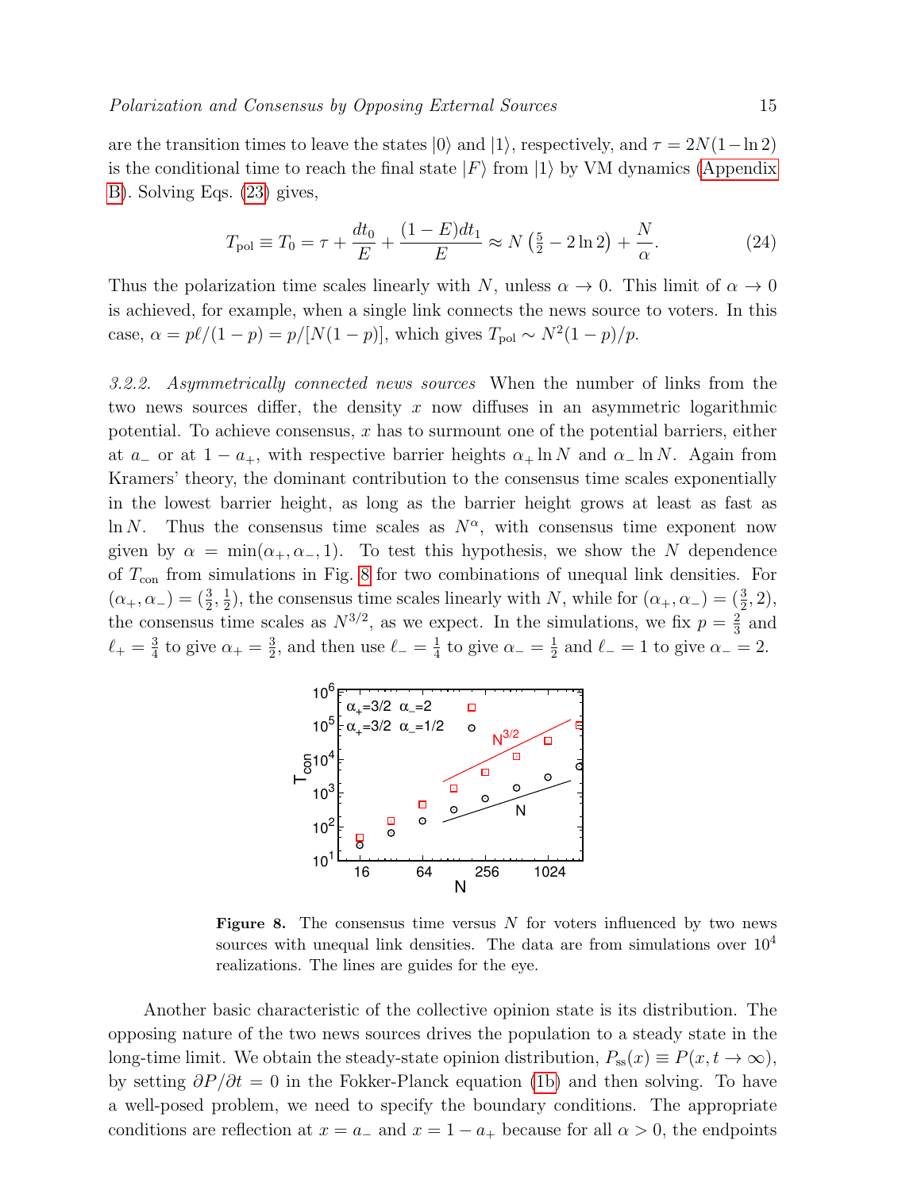are the transition times to leave the states $|0\rangle$ and $|1\rangle$, respectively, and $\tau = 2N(1-\ln 2)$ is the conditional time to reach the final state $|F\rangle$ from $|1\rangle$ by VM dynamics (Appendix B). Solving Eqs. (23) gives,

$$T_{\rm pol} \equiv T_0 = \tau + \frac{dt_0}{E} + \frac{(1-E)dt_1}{E} \approx N\left(\tfrac{5}{2} - 2\ln 2\right) + \frac{N}{\alpha}. \tag{24}$$

Thus the polarization time scales linearly with $N$, unless $\alpha \to 0$. This limit of $\alpha \to 0$ is achieved, for example, when a single link connects the news source to voters. In this case, $\alpha = p\ell/(1-p) = p/[N(1-p)]$, which gives $T_{\rm pol} \sim N^2(1-p)/p$.

*3.2.2. Asymmetrically connected news sources* When the number of links from the two news sources differ, the density $x$ now diffuses in an asymmetric logarithmic potential. To achieve consensus, $x$ has to surmount one of the potential barriers, either at $a_-$ or at $1-a_+$, with respective barrier heights $\alpha_+ \ln N$ and $\alpha_- \ln N$. Again from Kramers' theory, the dominant contribution to the consensus time scales exponentially in the lowest barrier height, as long as the barrier height grows at least as fast as $\ln N$. Thus the consensus time scales as $N^\alpha$, with consensus time exponent now given by $\alpha = \min(\alpha_+, \alpha_-, 1)$. To test this hypothesis, we show the $N$ dependence of $T_{\rm con}$ from simulations in Fig. 8 for two combinations of unequal link densities. For $(\alpha_+, \alpha_-) = (\frac{3}{2}, \frac{1}{2})$, the consensus time scales linearly with $N$, while for $(\alpha_+, \alpha_-) = (\frac{3}{2}, 2)$, the consensus time scales as $N^{3/2}$, as we expect. In the simulations, we fix $p = \frac{2}{3}$ and $\ell_+ = \frac{3}{4}$ to give $\alpha_+ = \frac{3}{2}$, and then use $\ell_- = \frac{1}{4}$ to give $\alpha_- = \frac{1}{2}$ and $\ell_- = 1$ to give $\alpha_- = 2$.

**Figure 8.** The consensus time versus $N$ for voters influenced by two news sources with unequal link densities. The data are from simulations over $10^4$ realizations. The lines are guides for the eye.

Another basic characteristic of the collective opinion state is its distribution. The opposing nature of the two news sources drives the population to a steady state in the long-time limit. We obtain the steady-state opinion distribution, $P_{\rm ss}(x) \equiv P(x, t\to\infty)$, by setting $\partial P/\partial t = 0$ in the Fokker-Planck equation (1b) and then solving. To have a well-posed problem, we need to specify the boundary conditions. The appropriate conditions are reflection at $x = a_-$ and $x = 1-a_+$ because for all $\alpha > 0$, the endpoints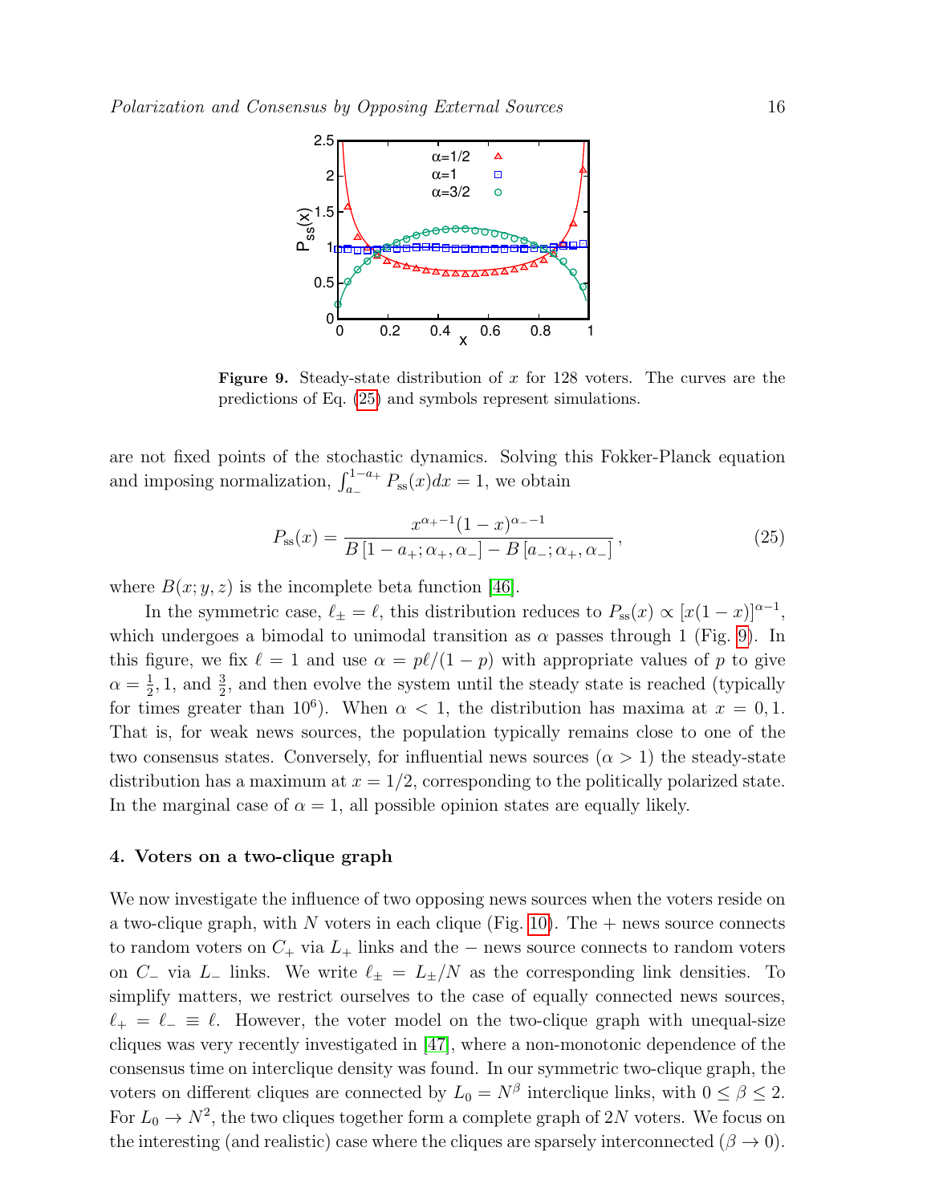**Figure 9.** Steady-state distribution of $x$ for 128 voters. The curves are the predictions of Eq. (25) and symbols represent simulations.

are not fixed points of the stochastic dynamics. Solving this Fokker-Planck equation and imposing normalization, $\int_{a_-}^{1-a_+} P_{\rm ss}(x)dx = 1$, we obtain

$$P_{\rm ss}(x) = \frac{x^{\alpha_+-1}(1-x)^{\alpha_--1}}{B\left[1-a_+;\alpha_+,\alpha_-\right] - B\left[a_-;\alpha_+,\alpha_-\right]}\,, \tag{25}$$

where $B(x;y,z)$ is the incomplete beta function [46].

In the symmetric case, $\ell_\pm = \ell$, this distribution reduces to $P_{\rm ss}(x) \propto [x(1-x)]^{\alpha-1}$, which undergoes a bimodal to unimodal transition as $\alpha$ passes through 1 (Fig. 9). In this figure, we fix $\ell = 1$ and use $\alpha = p\ell/(1-p)$ with appropriate values of $p$ to give $\alpha = \frac{1}{2}, 1$, and $\frac{3}{2}$, and then evolve the system until the steady state is reached (typically for times greater than $10^6$). When $\alpha < 1$, the distribution has maxima at $x = 0, 1$. That is, for weak news sources, the population typically remains close to one of the two consensus states. Conversely, for influential news sources ($\alpha > 1$) the steady-state distribution has a maximum at $x = 1/2$, corresponding to the politically polarized state. In the marginal case of $\alpha = 1$, all possible opinion states are equally likely.

## 4. Voters on a two-clique graph

We now investigate the influence of two opposing news sources when the voters reside on a two-clique graph, with $N$ voters in each clique (Fig. 10). The + news source connects to random voters on $C_+$ via $L_+$ links and the − news source connects to random voters on $C_-$ via $L_-$ links. We write $\ell_\pm = L_\pm/N$ as the corresponding link densities. To simplify matters, we restrict ourselves to the case of equally connected news sources, $\ell_+ = \ell_- \equiv \ell$. However, the voter model on the two-clique graph with unequal-size cliques was very recently investigated in [47], where a non-monotonic dependence of the consensus time on interclique density was found. In our symmetric two-clique graph, the voters on different cliques are connected by $L_0 = N^\beta$ interclique links, with $0 \leq \beta \leq 2$. For $L_0 \to N^2$, the two cliques together form a complete graph of $2N$ voters. We focus on the interesting (and realistic) case where the cliques are sparsely interconnected ($\beta \to 0$).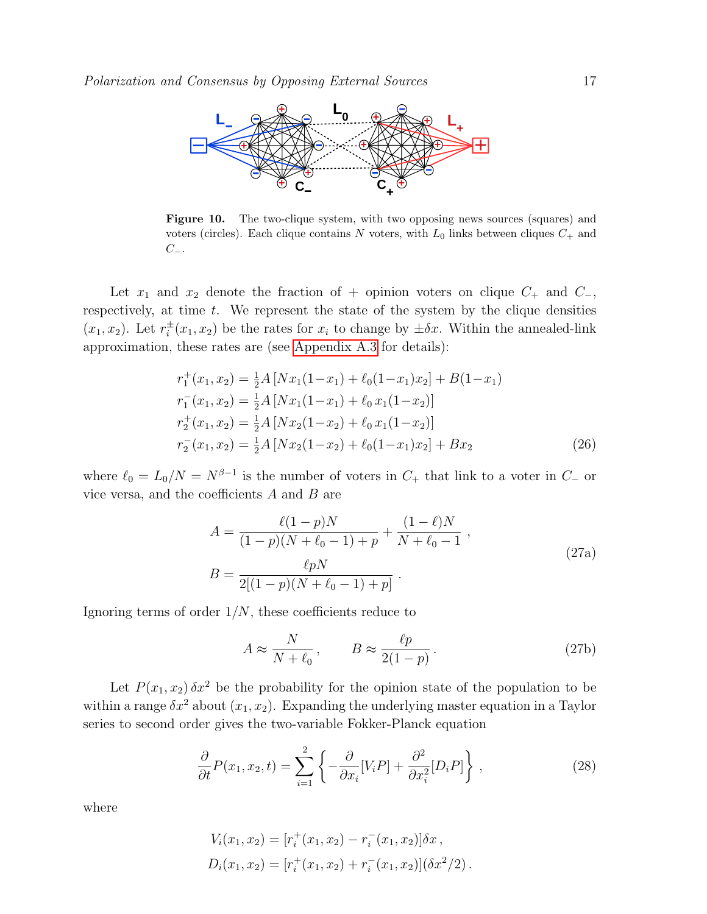**Figure 10.** The two-clique system, with two opposing news sources (squares) and voters (circles). Each clique contains $N$ voters, with $L_0$ links between cliques $C_+$ and $C_-$.

Let $x_1$ and $x_2$ denote the fraction of + opinion voters on clique $C_+$ and $C_-$, respectively, at time $t$. We represent the state of the system by the clique densities $(x_1, x_2)$. Let $r_i^{\pm}(x_1, x_2)$ be the rates for $x_i$ to change by $\pm\delta x$. Within the annealed-link approximation, these rates are (see Appendix A.3 for details):

$$
\begin{aligned}
r_1^+(x_1, x_2) &= \tfrac{1}{2}A\left[Nx_1(1-x_1) + \ell_0(1-x_1)x_2\right] + B(1-x_1) \\
r_1^-(x_1, x_2) &= \tfrac{1}{2}A\left[Nx_1(1-x_1) + \ell_0\, x_1(1-x_2)\right] \\
r_2^+(x_1, x_2) &= \tfrac{1}{2}A\left[Nx_2(1-x_2) + \ell_0\, x_1(1-x_2)\right] \\
r_2^-(x_1, x_2) &= \tfrac{1}{2}A\left[Nx_2(1-x_2) + \ell_0(1-x_1)x_2\right] + Bx_2
\end{aligned}
\tag{26}
$$

where $\ell_0 = L_0/N = N^{\beta-1}$ is the number of voters in $C_+$ that link to a voter in $C_-$ or vice versa, and the coefficients $A$ and $B$ are

$$
\begin{aligned}
A &= \frac{\ell(1-p)N}{(1-p)(N+\ell_0-1)+p} + \frac{(1-\ell)N}{N+\ell_0-1}\,, \\
B &= \frac{\ell p N}{2[(1-p)(N+\ell_0-1)+p]}\,.
\end{aligned}
\tag{27a}
$$

Ignoring terms of order $1/N$, these coefficients reduce to

$$
A \approx \frac{N}{N+\ell_0}\,, \qquad B \approx \frac{\ell p}{2(1-p)}\,.
\tag{27b}
$$

Let $P(x_1, x_2)\,\delta x^2$ be the probability for the opinion state of the population to be within a range $\delta x^2$ about $(x_1, x_2)$. Expanding the underlying master equation in a Taylor series to second order gives the two-variable Fokker-Planck equation

$$
\frac{\partial}{\partial t}P(x_1, x_2, t) = \sum_{i=1}^{2}\left\{-\frac{\partial}{\partial x_i}[V_i P] + \frac{\partial^2}{\partial x_i^2}[D_i P]\right\}\,,
\tag{28}
$$

where

$$
\begin{aligned}
V_i(x_1, x_2) &= [r_i^+(x_1, x_2) - r_i^-(x_1, x_2)]\delta x\,, \\
D_i(x_1, x_2) &= [r_i^+(x_1, x_2) + r_i^-(x_1, x_2)](\delta x^2/2)\,.
\end{aligned}
$$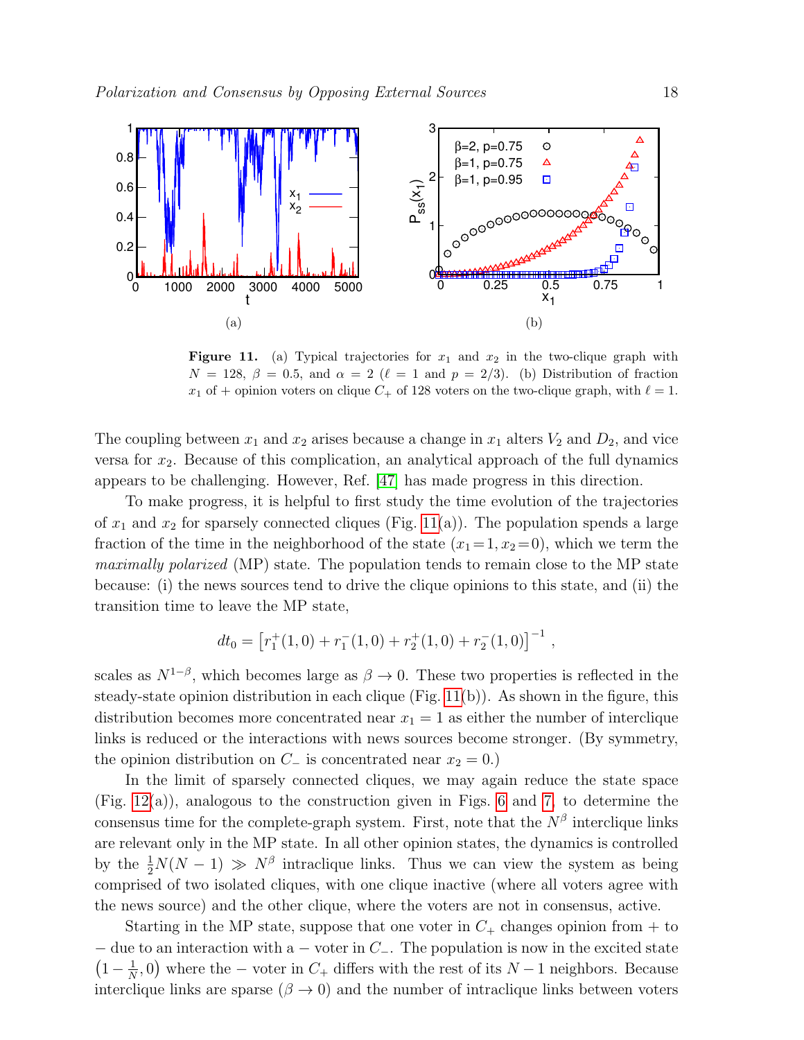**Figure 11.** (a) Typical trajectories for $x_1$ and $x_2$ in the two-clique graph with $N = 128$, $\beta = 0.5$, and $\alpha = 2$ ($\ell = 1$ and $p = 2/3$). (b) Distribution of fraction $x_1$ of + opinion voters on clique $C_+$ of 128 voters on the two-clique graph, with $\ell = 1$.

The coupling between $x_1$ and $x_2$ arises because a change in $x_1$ alters $V_2$ and $D_2$, and vice versa for $x_2$. Because of this complication, an analytical approach of the full dynamics appears to be challenging. However, Ref. [47] has made progress in this direction.

To make progress, it is helpful to first study the time evolution of the trajectories of $x_1$ and $x_2$ for sparsely connected cliques (Fig. 11(a)). The population spends a large fraction of the time in the neighborhood of the state $(x_1 = 1, x_2 = 0)$, which we term the *maximally polarized* (MP) state. The population tends to remain close to the MP state because: (i) the news sources tend to drive the clique opinions to this state, and (ii) the transition time to leave the MP state,

$$dt_0 = \left[r_1^+(1,0) + r_1^-(1,0) + r_2^+(1,0) + r_2^-(1,0)\right]^{-1},$$

scales as $N^{1-\beta}$, which becomes large as $\beta \to 0$. These two properties is reflected in the steady-state opinion distribution in each clique (Fig. 11(b)). As shown in the figure, this distribution becomes more concentrated near $x_1 = 1$ as either the number of interclique links is reduced or the interactions with news sources become stronger. (By symmetry, the opinion distribution on $C_-$ is concentrated near $x_2 = 0$.)

In the limit of sparsely connected cliques, we may again reduce the state space (Fig. 12(a)), analogous to the construction given in Figs. 6 and 7, to determine the consensus time for the complete-graph system. First, note that the $N^\beta$ interclique links are relevant only in the MP state. In all other opinion states, the dynamics is controlled by the $\frac{1}{2}N(N-1) \gg N^\beta$ intraclique links. Thus we can view the system as being comprised of two isolated cliques, with one clique inactive (where all voters agree with the news source) and the other clique, where the voters are not in consensus, active.

Starting in the MP state, suppose that one voter in $C_+$ changes opinion from + to − due to an interaction with a − voter in $C_-$. The population is now in the excited state $\left(1 - \frac{1}{N}, 0\right)$ where the − voter in $C_+$ differs with the rest of its $N - 1$ neighbors. Because interclique links are sparse ($\beta \to 0$) and the number of intraclique links between voters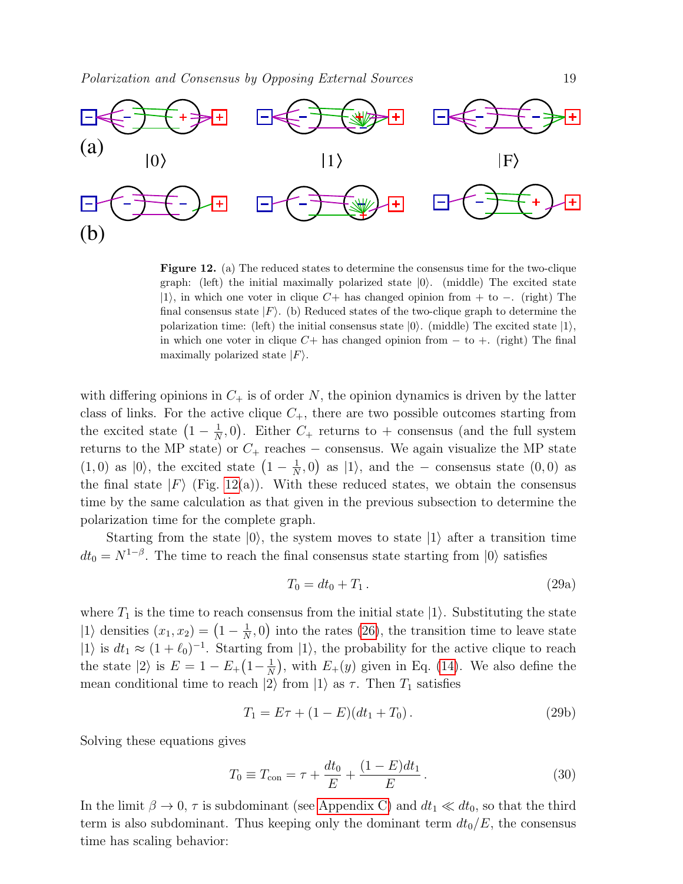**Figure 12.** (a) The reduced states to determine the consensus time for the two-clique graph: (left) the initial maximally polarized state $|0\rangle$. (middle) The excited state $|1\rangle$, in which one voter in clique $C+$ has changed opinion from $+$ to $-$. (right) The final consensus state $|F\rangle$. (b) Reduced states of the two-clique graph to determine the polarization time: (left) the initial consensus state $|0\rangle$. (middle) The excited state $|1\rangle$, in which one voter in clique $C+$ has changed opinion from $-$ to $+$. (right) The final maximally polarized state $|F\rangle$.

with differing opinions in $C_+$ is of order $N$, the opinion dynamics is driven by the latter class of links. For the active clique $C_+$, there are two possible outcomes starting from the excited state $\left(1-\frac{1}{N},0\right)$. Either $C_+$ returns to $+$ consensus (and the full system returns to the MP state) or $C_+$ reaches $-$ consensus. We again visualize the MP state $(1,0)$ as $|0\rangle$, the excited state $\left(1-\frac{1}{N},0\right)$ as $|1\rangle$, and the $-$ consensus state $(0,0)$ as the final state $|F\rangle$ (Fig. 12(a)). With these reduced states, we obtain the consensus time by the same calculation as that given in the previous subsection to determine the polarization time for the complete graph.

Starting from the state $|0\rangle$, the system moves to state $|1\rangle$ after a transition time $dt_0 = N^{1-\beta}$. The time to reach the final consensus state starting from $|0\rangle$ satisfies

$$T_0 = dt_0 + T_1\,. \tag{29a}$$

where $T_1$ is the time to reach consensus from the initial state $|1\rangle$. Substituting the state $|1\rangle$ densities $(x_1,x_2)=\left(1-\frac{1}{N},0\right)$ into the rates (26), the transition time to leave state $|1\rangle$ is $dt_1 \approx (1+\ell_0)^{-1}$. Starting from $|1\rangle$, the probability for the active clique to reach the state $|2\rangle$ is $E = 1-E_+\left(1-\frac{1}{N}\right)$, with $E_+(y)$ given in Eq. (14). We also define the mean conditional time to reach $|2\rangle$ from $|1\rangle$ as $\tau$. Then $T_1$ satisfies

$$T_1 = E\tau + (1-E)(dt_1+T_0)\,. \tag{29b}$$

Solving these equations gives

$$T_0 \equiv T_{\rm con} = \tau + \frac{dt_0}{E} + \frac{(1-E)dt_1}{E}\,. \tag{30}$$

In the limit $\beta\to 0$, $\tau$ is subdominant (see Appendix C) and $dt_1 \ll dt_0$, so that the third term is also subdominant. Thus keeping only the dominant term $dt_0/E$, the consensus time has scaling behavior: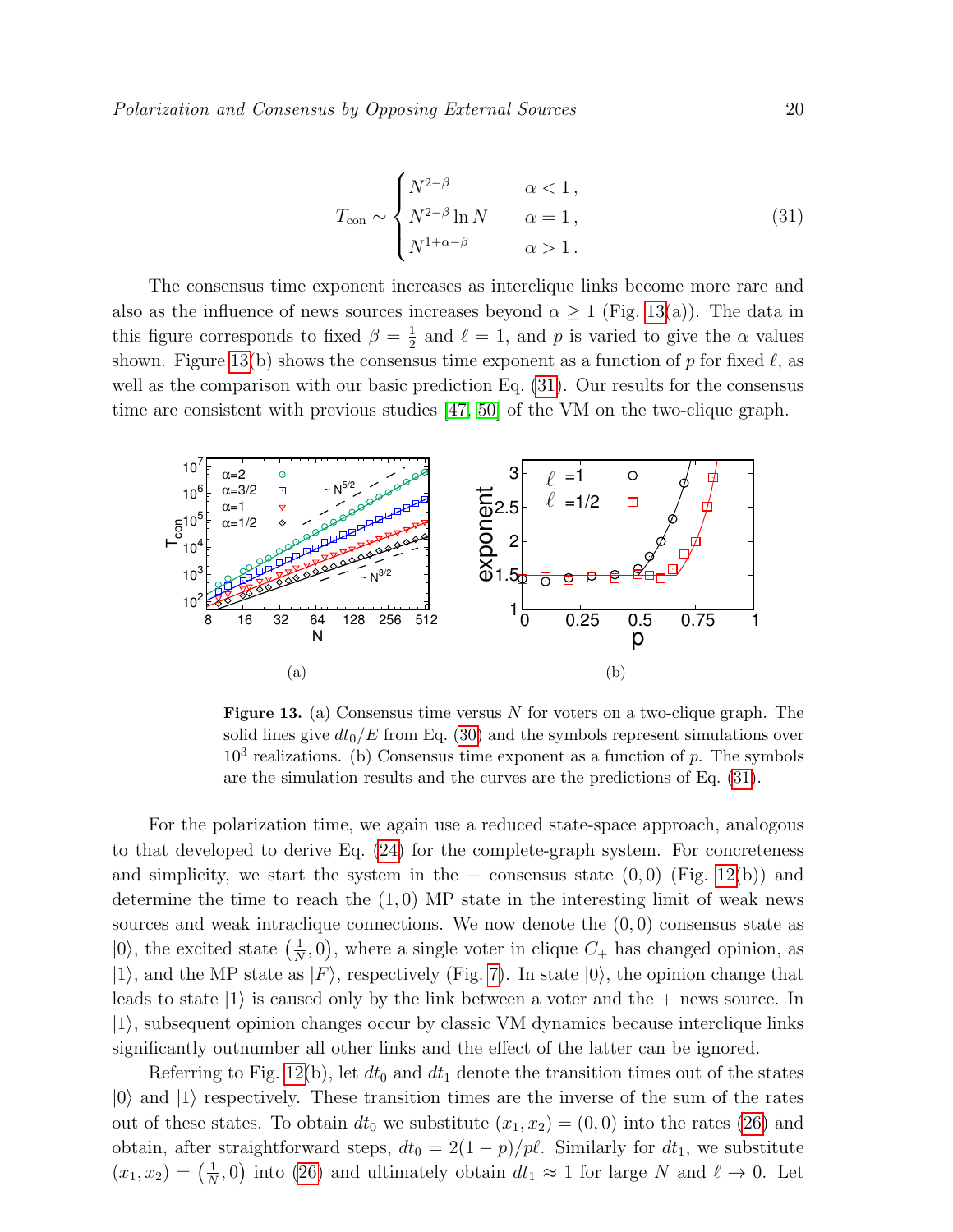$$
T_{\rm con} \sim \begin{cases} N^{2-\beta} & \alpha < 1\,, \\ N^{2-\beta}\ln N & \alpha = 1\,, \\ N^{1+\alpha-\beta} & \alpha > 1\,. \end{cases} \tag{31}
$$

The consensus time exponent increases as interclique links become more rare and also as the influence of news sources increases beyond $\alpha \geq 1$ (Fig. 13(a)). The data in this figure corresponds to fixed $\beta = \frac{1}{2}$ and $\ell = 1$, and $p$ is varied to give the $\alpha$ values shown. Figure 13(b) shows the consensus time exponent as a function of $p$ for fixed $\ell$, as well as the comparison with our basic prediction Eq. (31). Our results for the consensus time are consistent with previous studies [47, 50] of the VM on the two-clique graph.

(a)

(b)

**Figure 13.** (a) Consensus time versus $N$ for voters on a two-clique graph. The solid lines give $dt_0/E$ from Eq. (30) and the symbols represent simulations over $10^3$ realizations. (b) Consensus time exponent as a function of $p$. The symbols are the simulation results and the curves are the predictions of Eq. (31).

For the polarization time, we again use a reduced state-space approach, analogous to that developed to derive Eq. (24) for the complete-graph system. For concreteness and simplicity, we start the system in the $-$ consensus state $(0, 0)$ (Fig. 12(b)) and determine the time to reach the $(1, 0)$ MP state in the interesting limit of weak news sources and weak intraclique connections. We now denote the $(0, 0)$ consensus state as $|0\rangle$, the excited state $\left(\frac{1}{N}, 0\right)$, where a single voter in clique $C_+$ has changed opinion, as $|1\rangle$, and the MP state as $|F\rangle$, respectively (Fig. 7). In state $|0\rangle$, the opinion change that leads to state $|1\rangle$ is caused only by the link between a voter and the + news source. In $|1\rangle$, subsequent opinion changes occur by classic VM dynamics because interclique links significantly outnumber all other links and the effect of the latter can be ignored.

Referring to Fig. 12(b), let $dt_0$ and $dt_1$ denote the transition times out of the states $|0\rangle$ and $|1\rangle$ respectively. These transition times are the inverse of the sum of the rates out of these states. To obtain $dt_0$ we substitute $(x_1, x_2) = (0, 0)$ into the rates (26) and obtain, after straightforward steps, $dt_0 = 2(1-p)/p\ell$. Similarly for $dt_1$, we substitute $(x_1, x_2) = \left(\frac{1}{N}, 0\right)$ into (26) and ultimately obtain $dt_1 \approx 1$ for large $N$ and $\ell \to 0$. Let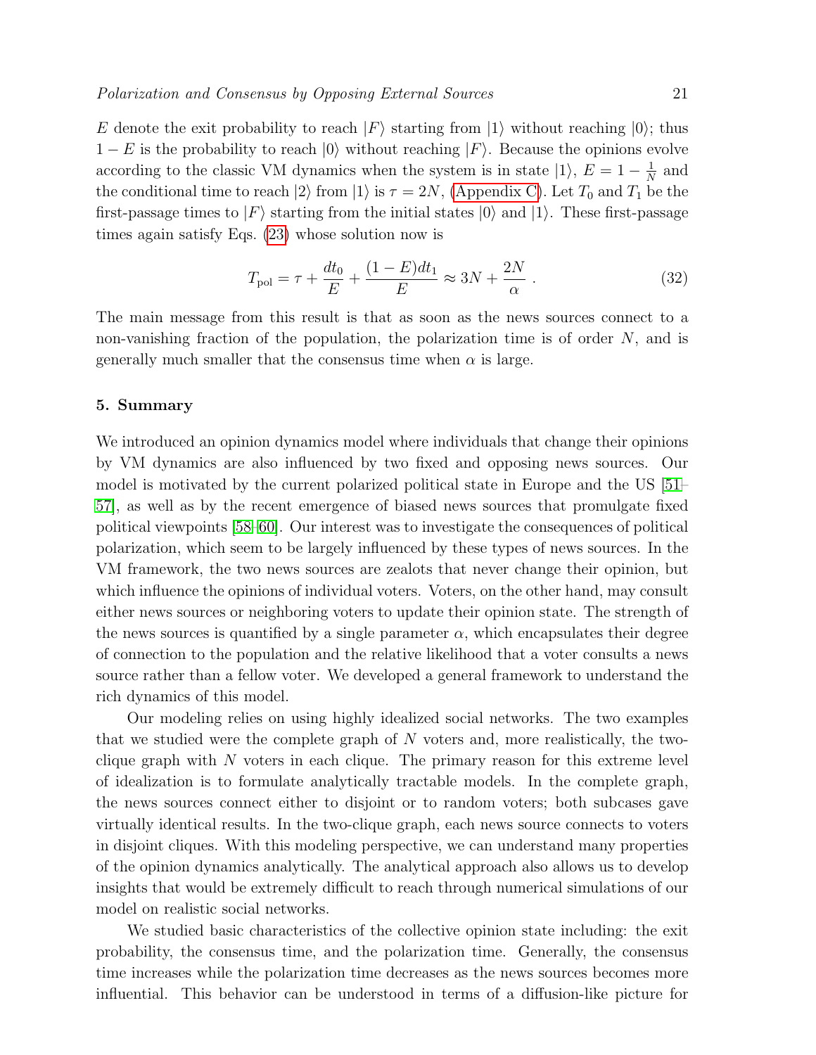$E$ denote the exit probability to reach $|F\rangle$ starting from $|1\rangle$ without reaching $|0\rangle$; thus $1-E$ is the probability to reach $|0\rangle$ without reaching $|F\rangle$. Because the opinions evolve according to the classic VM dynamics when the system is in state $|1\rangle$, $E = 1 - \frac{1}{N}$ and the conditional time to reach $|2\rangle$ from $|1\rangle$ is $\tau = 2N$, (Appendix C). Let $T_0$ and $T_1$ be the first-passage times to $|F\rangle$ starting from the initial states $|0\rangle$ and $|1\rangle$. These first-passage times again satisfy Eqs. (23) whose solution now is

$$T_{\rm pol} = \tau + \frac{dt_0}{E} + \frac{(1-E)dt_1}{E} \approx 3N + \frac{2N}{\alpha} \ . \tag{32}$$

The main message from this result is that as soon as the news sources connect to a non-vanishing fraction of the population, the polarization time is of order $N$, and is generally much smaller that the consensus time when $\alpha$ is large.

## 5. Summary

We introduced an opinion dynamics model where individuals that change their opinions by VM dynamics are also influenced by two fixed and opposing news sources. Our model is motivated by the current polarized political state in Europe and the US [51–57], as well as by the recent emergence of biased news sources that promulgate fixed political viewpoints [58–60]. Our interest was to investigate the consequences of political polarization, which seem to be largely influenced by these types of news sources. In the VM framework, the two news sources are zealots that never change their opinion, but which influence the opinions of individual voters. Voters, on the other hand, may consult either news sources or neighboring voters to update their opinion state. The strength of the news sources is quantified by a single parameter $\alpha$, which encapsulates their degree of connection to the population and the relative likelihood that a voter consults a news source rather than a fellow voter. We developed a general framework to understand the rich dynamics of this model.

Our modeling relies on using highly idealized social networks. The two examples that we studied were the complete graph of $N$ voters and, more realistically, the two-clique graph with $N$ voters in each clique. The primary reason for this extreme level of idealization is to formulate analytically tractable models. In the complete graph, the news sources connect either to disjoint or to random voters; both subcases gave virtually identical results. In the two-clique graph, each news source connects to voters in disjoint cliques. With this modeling perspective, we can understand many properties of the opinion dynamics analytically. The analytical approach also allows us to develop insights that would be extremely difficult to reach through numerical simulations of our model on realistic social networks.

We studied basic characteristics of the collective opinion state including: the exit probability, the consensus time, and the polarization time. Generally, the consensus time increases while the polarization time decreases as the news sources becomes more influential. This behavior can be understood in terms of a diffusion-like picture for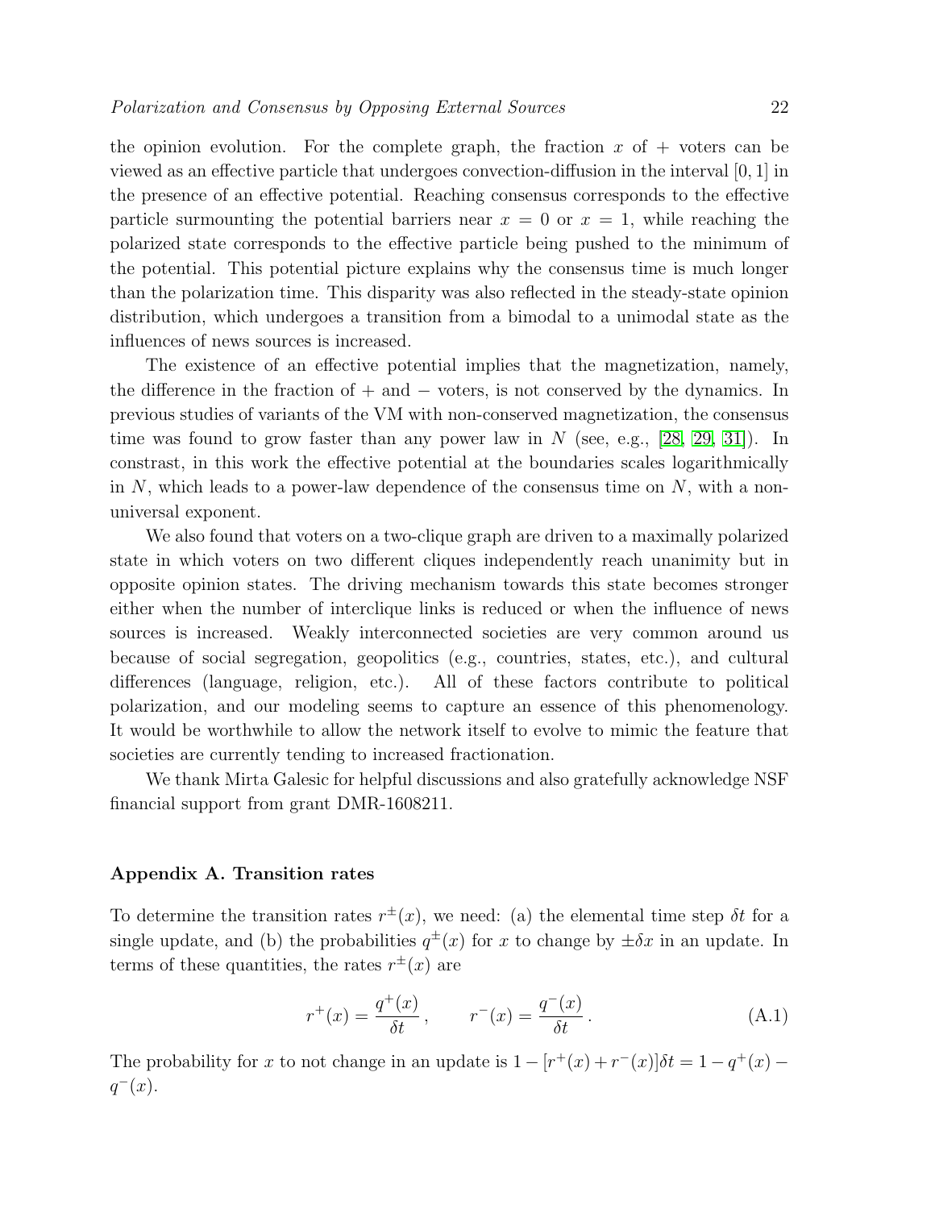the opinion evolution. For the complete graph, the fraction $x$ of + voters can be viewed as an effective particle that undergoes convection-diffusion in the interval $[0, 1]$ in the presence of an effective potential. Reaching consensus corresponds to the effective particle surmounting the potential barriers near $x = 0$ or $x = 1$, while reaching the polarized state corresponds to the effective particle being pushed to the minimum of the potential. This potential picture explains why the consensus time is much longer than the polarization time. This disparity was also reflected in the steady-state opinion distribution, which undergoes a transition from a bimodal to a unimodal state as the influences of news sources is increased.

The existence of an effective potential implies that the magnetization, namely, the difference in the fraction of + and − voters, is not conserved by the dynamics. In previous studies of variants of the VM with non-conserved magnetization, the consensus time was found to grow faster than any power law in $N$ (see, e.g., [28, 29, 31]). In constrast, in this work the effective potential at the boundaries scales logarithmically in $N$, which leads to a power-law dependence of the consensus time on $N$, with a non-universal exponent.

We also found that voters on a two-clique graph are driven to a maximally polarized state in which voters on two different cliques independently reach unanimity but in opposite opinion states. The driving mechanism towards this state becomes stronger either when the number of interclique links is reduced or when the influence of news sources is increased. Weakly interconnected societies are very common around us because of social segregation, geopolitics (e.g., countries, states, etc.), and cultural differences (language, religion, etc.). All of these factors contribute to political polarization, and our modeling seems to capture an essence of this phenomenology. It would be worthwhile to allow the network itself to evolve to mimic the feature that societies are currently tending to increased fractionation.

We thank Mirta Galesic for helpful discussions and also gratefully acknowledge NSF financial support from grant DMR-1608211.

## Appendix A. Transition rates

To determine the transition rates $r^{\pm}(x)$, we need: (a) the elemental time step $\delta t$ for a single update, and (b) the probabilities $q^{\pm}(x)$ for $x$ to change by $\pm\delta x$ in an update. In terms of these quantities, the rates $r^{\pm}(x)$ are

$$r^{+}(x) = \frac{q^{+}(x)}{\delta t}\,, \qquad r^{-}(x) = \frac{q^{-}(x)}{\delta t}\,. \tag{A.1}$$

The probability for $x$ to not change in an update is $1 - [r^{+}(x) + r^{-}(x)]\delta t = 1 - q^{+}(x) - q^{-}(x)$.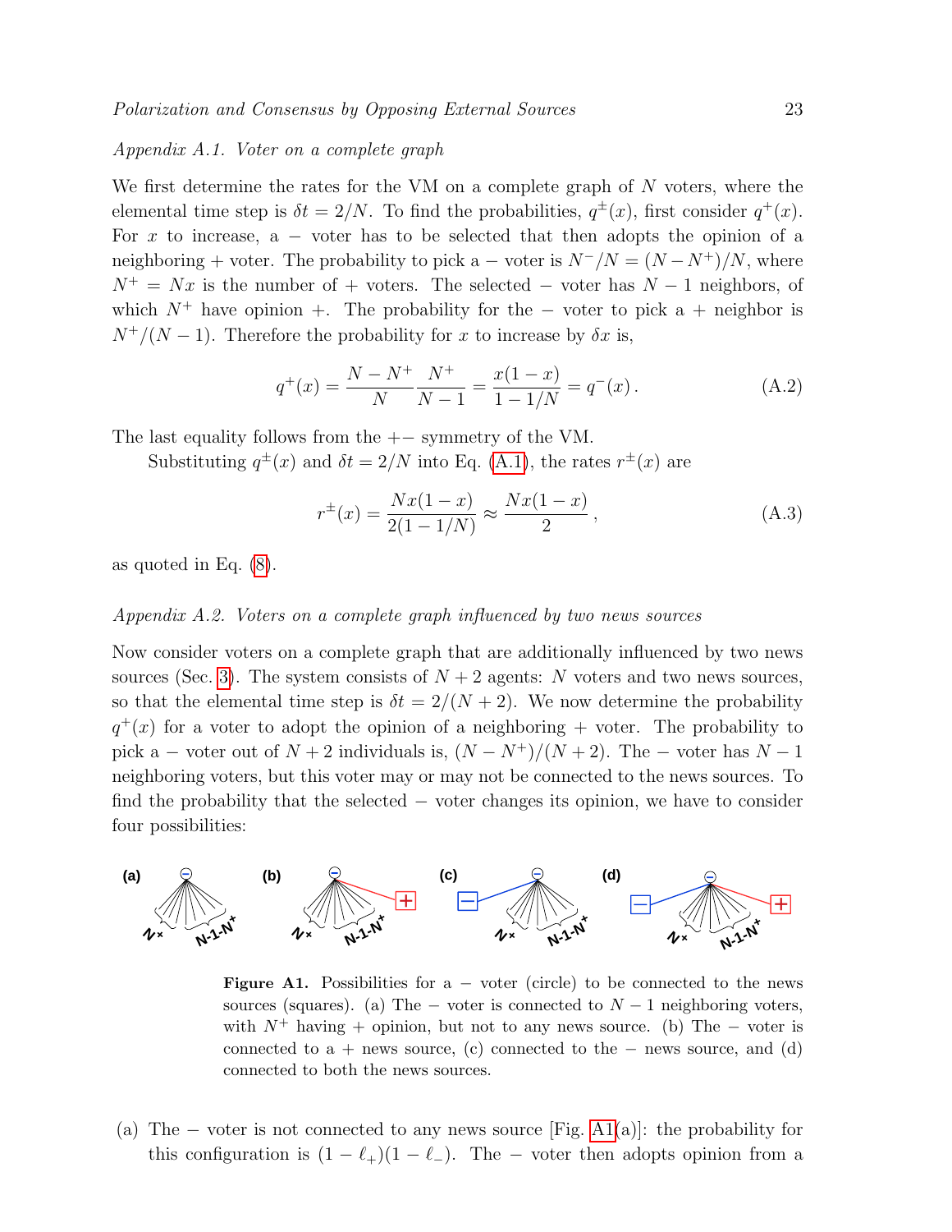### Appendix A.1. Voter on a complete graph

We first determine the rates for the VM on a complete graph of $N$ voters, where the elemental time step is $\delta t = 2/N$. To find the probabilities, $q^{\pm}(x)$, first consider $q^{+}(x)$. For $x$ to increase, a $-$ voter has to be selected that then adopts the opinion of a neighboring $+$ voter. The probability to pick a $-$ voter is $N^{-}/N = (N - N^{+})/N$, where $N^{+} = Nx$ is the number of $+$ voters. The selected $-$ voter has $N - 1$ neighbors, of which $N^{+}$ have opinion $+$. The probability for the $-$ voter to pick a $+$ neighbor is $N^{+}/(N-1)$. Therefore the probability for $x$ to increase by $\delta x$ is,

$$q^{+}(x) = \frac{N - N^{+}}{N} \frac{N^{+}}{N-1} = \frac{x(1-x)}{1 - 1/N} = q^{-}(x)\,. \tag{A.2}$$

The last equality follows from the $+-$ symmetry of the VM.

Substituting $q^{\pm}(x)$ and $\delta t = 2/N$ into Eq. (A.1), the rates $r^{\pm}(x)$ are

$$r^{\pm}(x) = \frac{Nx(1-x)}{2(1-1/N)} \approx \frac{Nx(1-x)}{2}\,, \tag{A.3}$$

as quoted in Eq. (8).

### Appendix A.2. Voters on a complete graph influenced by two news sources

Now consider voters on a complete graph that are additionally influenced by two news sources (Sec. 3). The system consists of $N+2$ agents: $N$ voters and two news sources, so that the elemental time step is $\delta t = 2/(N+2)$. We now determine the probability $q^{+}(x)$ for a voter to adopt the opinion of a neighboring $+$ voter. The probability to pick a $-$ voter out of $N+2$ individuals is, $(N - N^{+})/(N+2)$. The $-$ voter has $N-1$ neighboring voters, but this voter may or may not be connected to the news sources. To find the probability that the selected $-$ voter changes its opinion, we have to consider four possibilities:

**Figure A1.** Possibilities for a $-$ voter (circle) to be connected to the news sources (squares). (a) The $-$ voter is connected to $N-1$ neighboring voters, with $N^{+}$ having $+$ opinion, but not to any news source. (b) The $-$ voter is connected to a $+$ news source, (c) connected to the $-$ news source, and (d) connected to both the news sources.

(a) The $-$ voter is not connected to any news source [Fig. A1(a)]: the probability for this configuration is $(1 - \ell_{+})(1 - \ell_{-})$. The $-$ voter then adopts opinion from a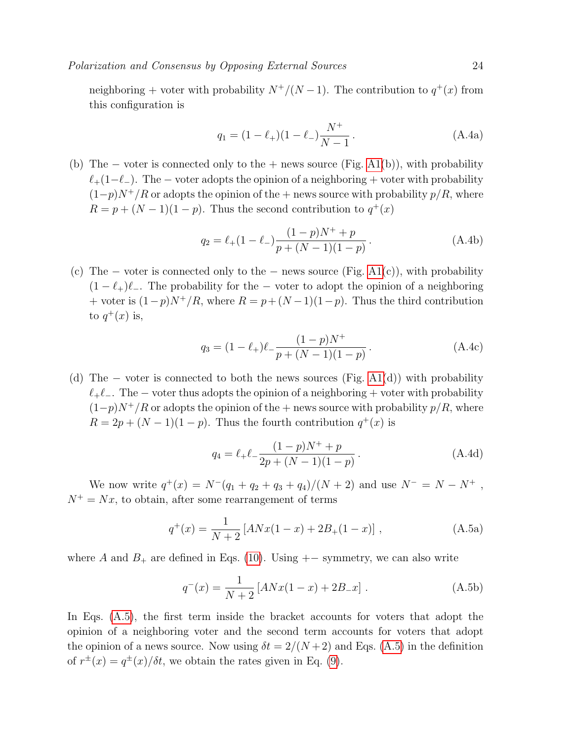neighboring + voter with probability $N^+/(N-1)$. The contribution to $q^+(x)$ from this configuration is

$$q_1 = (1-\ell_+)(1-\ell_-)\frac{N^+}{N-1}\,. \tag{A.4a}$$

(b) The − voter is connected only to the + news source (Fig. A1(b)), with probability $\ell_+(1-\ell_-)$. The − voter adopts the opinion of a neighboring + voter with probability $(1-p)N^+/R$ or adopts the opinion of the + news source with probability $p/R$, where $R = p + (N-1)(1-p)$. Thus the second contribution to $q^+(x)$

$$q_2 = \ell_+(1-\ell_-)\frac{(1-p)N^+ + p}{p+(N-1)(1-p)}\,. \tag{A.4b}$$

(c) The − voter is connected only to the − news source (Fig. A1(c)), with probability $(1-\ell_+)\ell_-$. The probability for the − voter to adopt the opinion of a neighboring + voter is $(1-p)N^+/R$, where $R = p+(N-1)(1-p)$. Thus the third contribution to $q^+(x)$ is,

$$q_3 = (1-\ell_+)\ell_-\frac{(1-p)N^+}{p+(N-1)(1-p)}\,. \tag{A.4c}$$

(d) The − voter is connected to both the news sources (Fig. A1(d)) with probability $\ell_+\ell_-$. The − voter thus adopts the opinion of a neighboring + voter with probability $(1-p)N^+/R$ or adopts the opinion of the + news source with probability $p/R$, where $R = 2p + (N-1)(1-p)$. Thus the fourth contribution $q^+(x)$ is

$$q_4 = \ell_+\ell_-\frac{(1-p)N^+ + p}{2p+(N-1)(1-p)}\,. \tag{A.4d}$$

We now write $q^+(x) = N^-(q_1+q_2+q_3+q_4)/(N+2)$ and use $N^- = N - N^+$ , $N^+ = Nx$, to obtain, after some rearrangement of terms

$$q^+(x) = \frac{1}{N+2}\left[ANx(1-x) + 2B_+(1-x)\right]\,, \tag{A.5a}$$

where $A$ and $B_+$ are defined in Eqs. (10). Using $+-$ symmetry, we can also write

$$q^-(x) = \frac{1}{N+2}\left[ANx(1-x) + 2B_-x\right]\,. \tag{A.5b}$$

In Eqs. (A.5), the first term inside the bracket accounts for voters that adopt the opinion of a neighboring voter and the second term accounts for voters that adopt the opinion of a news source. Now using $\delta t = 2/(N+2)$ and Eqs. (A.5) in the definition of $r^\pm(x) = q^\pm(x)/\delta t$, we obtain the rates given in Eq. (9).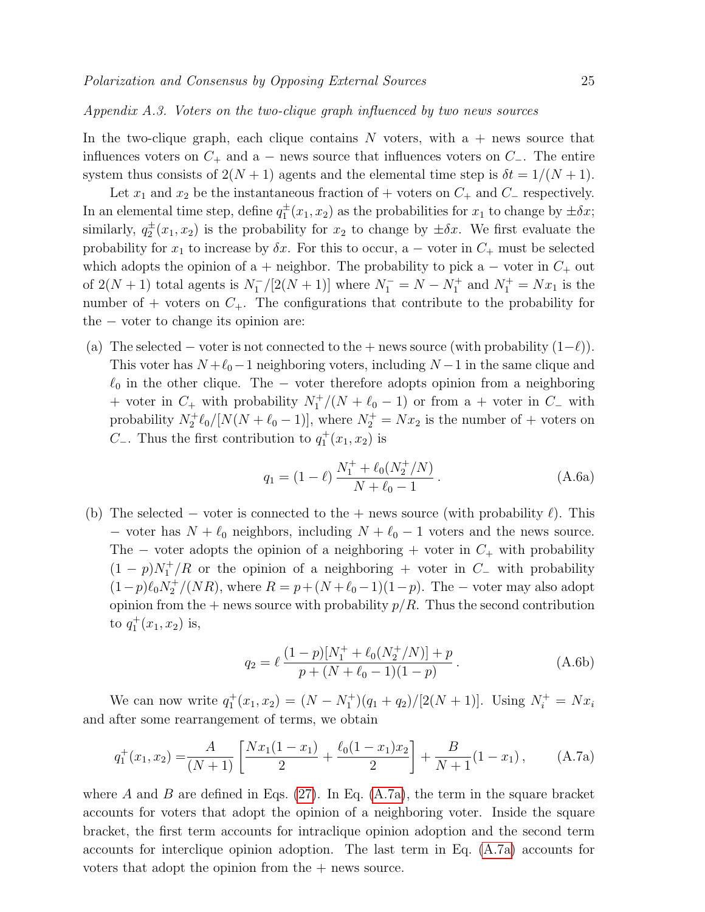*Appendix A.3. Voters on the two-clique graph influenced by two news sources*

In the two-clique graph, each clique contains $N$ voters, with a + news source that influences voters on $C_+$ and a $-$ news source that influences voters on $C_-$. The entire system thus consists of $2(N+1)$ agents and the elemental time step is $\delta t = 1/(N+1)$.

Let $x_1$ and $x_2$ be the instantaneous fraction of + voters on $C_+$ and $C_-$ respectively. In an elemental time step, define $q_1^{\pm}(x_1, x_2)$ as the probabilities for $x_1$ to change by $\pm\delta x$; similarly, $q_2^{\pm}(x_1, x_2)$ is the probability for $x_2$ to change by $\pm\delta x$. We first evaluate the probability for $x_1$ to increase by $\delta x$. For this to occur, a $-$ voter in $C_+$ must be selected which adopts the opinion of a + neighbor. The probability to pick a $-$ voter in $C_+$ out of $2(N+1)$ total agents is $N_1^-/[2(N+1)]$ where $N_1^- = N - N_1^+$ and $N_1^+ = Nx_1$ is the number of + voters on $C_+$. The configurations that contribute to the probability for the $-$ voter to change its opinion are:

(a) The selected $-$ voter is not connected to the + news source (with probability $(1-\ell)$). This voter has $N+\ell_0-1$ neighboring voters, including $N-1$ in the same clique and $\ell_0$ in the other clique. The $-$ voter therefore adopts opinion from a neighboring + voter in $C_+$ with probability $N_1^+/(N+\ell_0-1)$ or from a + voter in $C_-$ with probability $N_2^+\ell_0/[N(N+\ell_0-1)]$, where $N_2^+ = Nx_2$ is the number of + voters on $C_-$. Thus the first contribution to $q_1^+(x_1, x_2)$ is

$$q_1 = (1-\ell)\,\frac{N_1^+ + \ell_0(N_2^+/N)}{N+\ell_0-1}\,. \tag{A.6a}$$

(b) The selected $-$ voter is connected to the + news source (with probability $\ell$). This $-$ voter has $N+\ell_0$ neighbors, including $N+\ell_0-1$ voters and the news source. The $-$ voter adopts the opinion of a neighboring + voter in $C_+$ with probability $(1-p)N_1^+/R$ or the opinion of a neighboring + voter in $C_-$ with probability $(1-p)\ell_0 N_2^+/(NR)$, where $R = p + (N+\ell_0-1)(1-p)$. The $-$ voter may also adopt opinion from the + news source with probability $p/R$. Thus the second contribution to $q_1^+(x_1, x_2)$ is,

$$q_2 = \ell\,\frac{(1-p)[N_1^+ + \ell_0(N_2^+/N)] + p}{p + (N+\ell_0-1)(1-p)}\,. \tag{A.6b}$$

We can now write $q_1^+(x_1, x_2) = (N - N_1^+)(q_1+q_2)/[2(N+1)]$. Using $N_i^+ = Nx_i$ and after some rearrangement of terms, we obtain

$$q_1^+(x_1, x_2) = \frac{A}{(N+1)}\left[\frac{Nx_1(1-x_1)}{2} + \frac{\ell_0(1-x_1)x_2}{2}\right] + \frac{B}{N+1}(1-x_1)\,, \tag{A.7a}$$

where $A$ and $B$ are defined in Eqs. (27). In Eq. (A.7a), the term in the square bracket accounts for voters that adopt the opinion of a neighboring voter. Inside the square bracket, the first term accounts for intraclique opinion adoption and the second term accounts for interclique opinion adoption. The last term in Eq. (A.7a) accounts for voters that adopt the opinion from the + news source.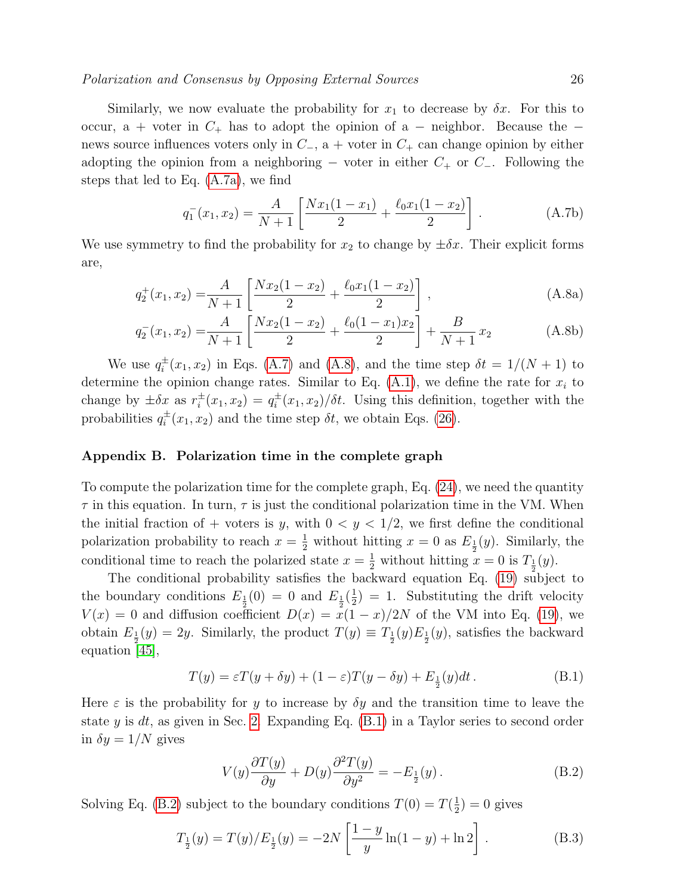Similarly, we now evaluate the probability for $x_1$ to decrease by $\delta x$. For this to occur, a + voter in $C_+$ has to adopt the opinion of a − neighbor. Because the − news source influences voters only in $C_-$, a + voter in $C_+$ can change opinion by either adopting the opinion from a neighboring − voter in either $C_+$ or $C_-$. Following the steps that led to Eq. (A.7a), we find

$$q_1^-(x_1, x_2) = \frac{A}{N+1}\left[\frac{Nx_1(1-x_1)}{2} + \frac{\ell_0 x_1(1-x_2)}{2}\right]. \tag{A.7b}$$

We use symmetry to find the probability for $x_2$ to change by $\pm\delta x$. Their explicit forms are,

$$q_2^+(x_1, x_2) = \frac{A}{N+1}\left[\frac{Nx_2(1-x_2)}{2} + \frac{\ell_0 x_1(1-x_2)}{2}\right], \tag{A.8a}$$

$$q_2^-(x_1, x_2) = \frac{A}{N+1}\left[\frac{Nx_2(1-x_2)}{2} + \frac{\ell_0 (1-x_1)x_2}{2}\right] + \frac{B}{N+1}x_2 \tag{A.8b}$$

We use $q_i^\pm(x_1, x_2)$ in Eqs. (A.7) and (A.8), and the time step $\delta t = 1/(N+1)$ to determine the opinion change rates. Similar to Eq. (A.1), we define the rate for $x_i$ to change by $\pm\delta x$ as $r_i^\pm(x_1, x_2) = q_i^\pm(x_1, x_2)/\delta t$. Using this definition, together with the probabilities $q_i^\pm(x_1, x_2)$ and the time step $\delta t$, we obtain Eqs. (26).

## Appendix B. Polarization time in the complete graph

To compute the polarization time for the complete graph, Eq. (24), we need the quantity $\tau$ in this equation. In turn, $\tau$ is just the conditional polarization time in the VM. When the initial fraction of + voters is $y$, with $0 < y < 1/2$, we first define the conditional polarization probability to reach $x = \frac{1}{2}$ without hitting $x = 0$ as $E_{\frac{1}{2}}(y)$. Similarly, the conditional time to reach the polarized state $x = \frac{1}{2}$ without hitting $x = 0$ is $T_{\frac{1}{2}}(y)$.

The conditional probability satisfies the backward equation Eq. (19) subject to the boundary conditions $E_{\frac{1}{2}}(0) = 0$ and $E_{\frac{1}{2}}(\frac{1}{2}) = 1$. Substituting the drift velocity $V(x) = 0$ and diffusion coefficient $D(x) = x(1-x)/2N$ of the VM into Eq. (19), we obtain $E_{\frac{1}{2}}(y) = 2y$. Similarly, the product $T(y) \equiv T_{\frac{1}{2}}(y)E_{\frac{1}{2}}(y)$, satisfies the backward equation [45],

$$T(y) = \varepsilon T(y + \delta y) + (1-\varepsilon)T(y - \delta y) + E_{\frac{1}{2}}(y)dt\,. \tag{B.1}$$

Here $\varepsilon$ is the probability for $y$ to increase by $\delta y$ and the transition time to leave the state $y$ is $dt$, as given in Sec. 2. Expanding Eq. (B.1) in a Taylor series to second order in $\delta y = 1/N$ gives

$$V(y)\frac{\partial T(y)}{\partial y} + D(y)\frac{\partial^2 T(y)}{\partial y^2} = -E_{\frac{1}{2}}(y)\,. \tag{B.2}$$

Solving Eq. (B.2) subject to the boundary conditions $T(0) = T(\frac{1}{2}) = 0$ gives

$$T_{\frac{1}{2}}(y) = T(y)/E_{\frac{1}{2}}(y) = -2N\left[\frac{1-y}{y}\ln(1-y) + \ln 2\right]. \tag{B.3}$$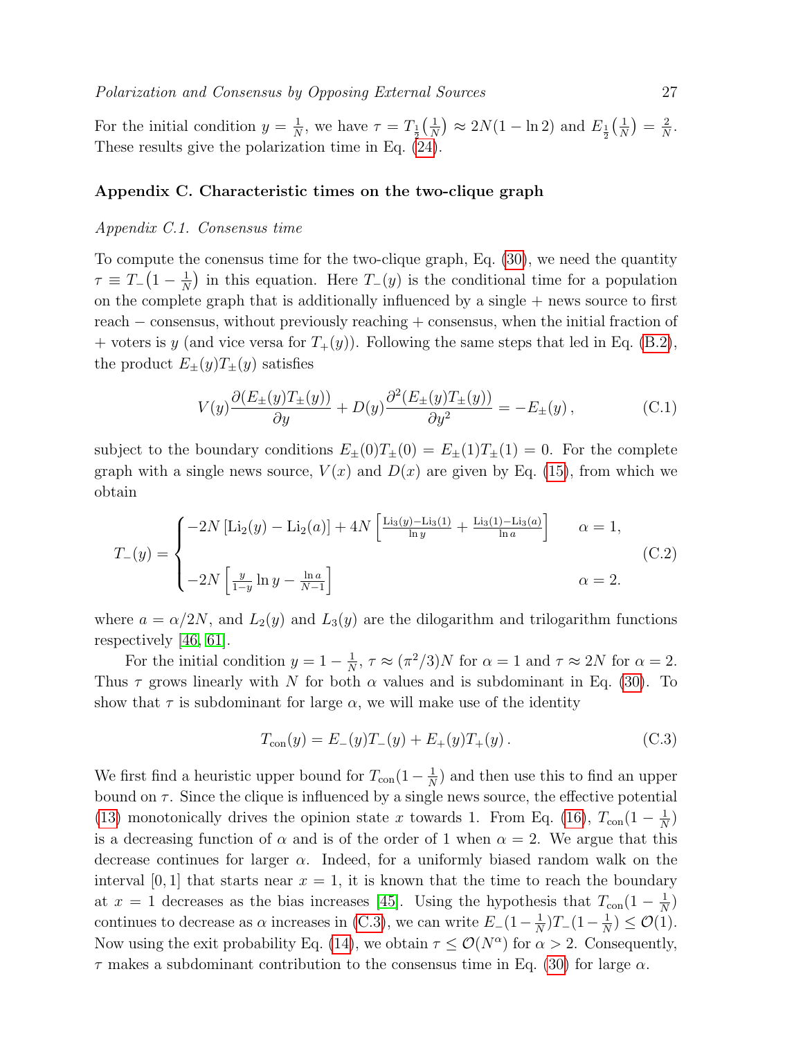For the initial condition $y = \frac{1}{N}$, we have $\tau = T_{\frac{1}{2}}\big(\frac{1}{N}\big) \approx 2N(1 - \ln 2)$ and $E_{\frac{1}{2}}\big(\frac{1}{N}\big) = \frac{2}{N}$. These results give the polarization time in Eq. (24).

## Appendix C. Characteristic times on the two-clique graph

### *Appendix C.1. Consensus time*

To compute the conensus time for the two-clique graph, Eq. (30), we need the quantity $\tau \equiv T_{-}\big(1 - \frac{1}{N}\big)$ in this equation. Here $T_{-}(y)$ is the conditional time for a population on the complete graph that is additionally influenced by a single + news source to first reach − consensus, without previously reaching + consensus, when the initial fraction of + voters is $y$ (and vice versa for $T_{+}(y)$). Following the same steps that led in Eq. (B.2), the product $E_{\pm}(y)T_{\pm}(y)$ satisfies

$$V(y)\frac{\partial(E_{\pm}(y)T_{\pm}(y))}{\partial y} + D(y)\frac{\partial^2(E_{\pm}(y)T_{\pm}(y))}{\partial y^2} = -E_{\pm}(y)\,, \tag{C.1}$$

subject to the boundary conditions $E_{\pm}(0)T_{\pm}(0) = E_{\pm}(1)T_{\pm}(1) = 0$. For the complete graph with a single news source, $V(x)$ and $D(x)$ are given by Eq. (15), from which we obtain

$$T_{-}(y) = \begin{cases} -2N\left[\mathrm{Li}_2(y) - \mathrm{Li}_2(a)\right] + 4N\left[\frac{\mathrm{Li}_3(y) - \mathrm{Li}_3(1)}{\ln y} + \frac{\mathrm{Li}_3(1) - \mathrm{Li}_3(a)}{\ln a}\right] & \alpha = 1, \\[2ex] -2N\left[\frac{y}{1-y}\ln y - \frac{\ln a}{N-1}\right] & \alpha = 2. \end{cases} \tag{C.2}$$

where $a = \alpha/2N$, and $L_2(y)$ and $L_3(y)$ are the dilogarithm and trilogarithm functions respectively [46, 61].

For the initial condition $y = 1 - \frac{1}{N}$, $\tau \approx (\pi^2/3)N$ for $\alpha = 1$ and $\tau \approx 2N$ for $\alpha = 2$. Thus $\tau$ grows linearly with $N$ for both $\alpha$ values and is subdominant in Eq. (30). To show that $\tau$ is subdominant for large $\alpha$, we will make use of the identity

$$T_{\rm con}(y) = E_{-}(y)T_{-}(y) + E_{+}(y)T_{+}(y)\,. \tag{C.3}$$

We first find a heuristic upper bound for $T_{\rm con}(1 - \frac{1}{N})$ and then use this to find an upper bound on $\tau$. Since the clique is influenced by a single news source, the effective potential (13) monotonically drives the opinion state $x$ towards 1. From Eq. (16), $T_{\rm con}(1 - \frac{1}{N})$ is a decreasing function of $\alpha$ and is of the order of 1 when $\alpha = 2$. We argue that this decrease continues for larger $\alpha$. Indeed, for a uniformly biased random walk on the interval $[0, 1]$ that starts near $x = 1$, it is known that the time to reach the boundary at $x = 1$ decreases as the bias increases [45]. Using the hypothesis that $T_{\rm con}(1 - \frac{1}{N})$ continues to decrease as $\alpha$ increases in (C.3), we can write $E_{-}(1-\frac{1}{N})T_{-}(1-\frac{1}{N}) \leq \mathcal{O}(1)$. Now using the exit probability Eq. (14), we obtain $\tau \leq \mathcal{O}(N^{\alpha})$ for $\alpha > 2$. Consequently, $\tau$ makes a subdominant contribution to the consensus time in Eq. (30) for large $\alpha$.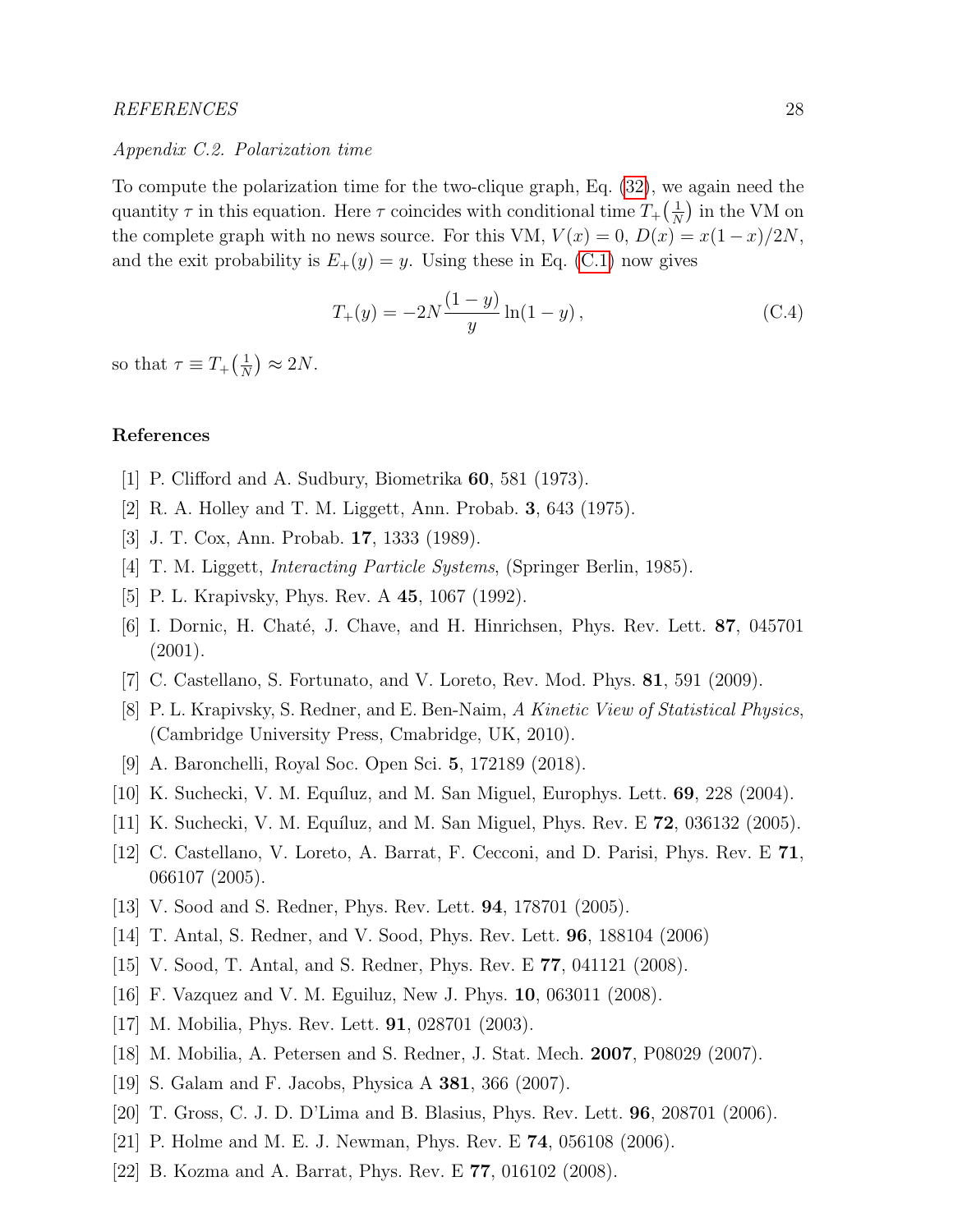*Appendix C.2. Polarization time*

To compute the polarization time for the two-clique graph, Eq. (32), we again need the quantity $\tau$ in this equation. Here $\tau$ coincides with conditional time $T_+\big(\frac{1}{N}\big)$ in the VM on the complete graph with no news source. For this VM, $V(x) = 0$, $D(x) = x(1-x)/2N$, and the exit probability is $E_+(y) = y$. Using these in Eq. (C.1) now gives

$$T_+(y) = -2N\frac{(1-y)}{y}\ln(1-y)\,, \tag{C.4}$$

so that $\tau \equiv T_+\big(\frac{1}{N}\big) \approx 2N$.

## References

[1] P. Clifford and A. Sudbury, Biometrika **60**, 581 (1973).

[2] R. A. Holley and T. M. Liggett, Ann. Probab. **3**, 643 (1975).

[3] J. T. Cox, Ann. Probab. **17**, 1333 (1989).

[4] T. M. Liggett, *Interacting Particle Systems*, (Springer Berlin, 1985).

[5] P. L. Krapivsky, Phys. Rev. A **45**, 1067 (1992).

[6] I. Dornic, H. Chaté, J. Chave, and H. Hinrichsen, Phys. Rev. Lett. **87**, 045701 (2001).

[7] C. Castellano, S. Fortunato, and V. Loreto, Rev. Mod. Phys. **81**, 591 (2009).

[8] P. L. Krapivsky, S. Redner, and E. Ben-Naim, *A Kinetic View of Statistical Physics*, (Cambridge University Press, Cmabridge, UK, 2010).

[9] A. Baronchelli, Royal Soc. Open Sci. **5**, 172189 (2018).

[10] K. Suchecki, V. M. Equíluz, and M. San Miguel, Europhys. Lett. **69**, 228 (2004).

[11] K. Suchecki, V. M. Equíluz, and M. San Miguel, Phys. Rev. E **72**, 036132 (2005).

[12] C. Castellano, V. Loreto, A. Barrat, F. Cecconi, and D. Parisi, Phys. Rev. E **71**, 066107 (2005).

[13] V. Sood and S. Redner, Phys. Rev. Lett. **94**, 178701 (2005).

[14] T. Antal, S. Redner, and V. Sood, Phys. Rev. Lett. **96**, 188104 (2006)

[15] V. Sood, T. Antal, and S. Redner, Phys. Rev. E **77**, 041121 (2008).

[16] F. Vazquez and V. M. Eguiluz, New J. Phys. **10**, 063011 (2008).

[17] M. Mobilia, Phys. Rev. Lett. **91**, 028701 (2003).

[18] M. Mobilia, A. Petersen and S. Redner, J. Stat. Mech. **2007**, P08029 (2007).

[19] S. Galam and F. Jacobs, Physica A **381**, 366 (2007).

[20] T. Gross, C. J. D. D'Lima and B. Blasius, Phys. Rev. Lett. **96**, 208701 (2006).

[21] P. Holme and M. E. J. Newman, Phys. Rev. E **74**, 056108 (2006).

[22] B. Kozma and A. Barrat, Phys. Rev. E **77**, 016102 (2008).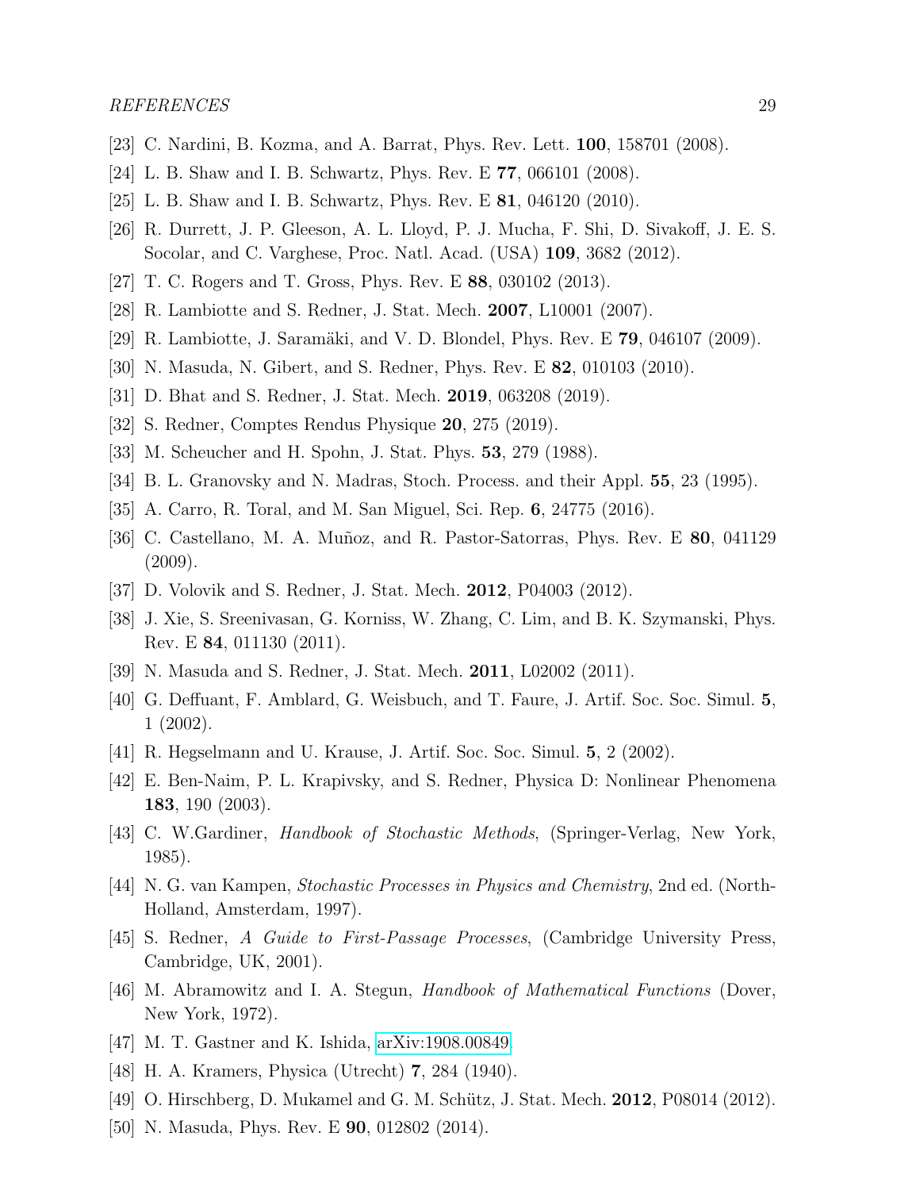[23] C. Nardini, B. Kozma, and A. Barrat, Phys. Rev. Lett. **100**, 158701 (2008).

[24] L. B. Shaw and I. B. Schwartz, Phys. Rev. E **77**, 066101 (2008).

[25] L. B. Shaw and I. B. Schwartz, Phys. Rev. E **81**, 046120 (2010).

[26] R. Durrett, J. P. Gleeson, A. L. Lloyd, P. J. Mucha, F. Shi, D. Sivakoff, J. E. S. Socolar, and C. Varghese, Proc. Natl. Acad. (USA) **109**, 3682 (2012).

[27] T. C. Rogers and T. Gross, Phys. Rev. E **88**, 030102 (2013).

[28] R. Lambiotte and S. Redner, J. Stat. Mech. **2007**, L10001 (2007).

[29] R. Lambiotte, J. Saramäki, and V. D. Blondel, Phys. Rev. E **79**, 046107 (2009).

[30] N. Masuda, N. Gibert, and S. Redner, Phys. Rev. E **82**, 010103 (2010).

[31] D. Bhat and S. Redner, J. Stat. Mech. **2019**, 063208 (2019).

[32] S. Redner, Comptes Rendus Physique **20**, 275 (2019).

[33] M. Scheucher and H. Spohn, J. Stat. Phys. **53**, 279 (1988).

[34] B. L. Granovsky and N. Madras, Stoch. Process. and their Appl. **55**, 23 (1995).

[35] A. Carro, R. Toral, and M. San Miguel, Sci. Rep. **6**, 24775 (2016).

[36] C. Castellano, M. A. Muñoz, and R. Pastor-Satorras, Phys. Rev. E **80**, 041129 (2009).

[37] D. Volovik and S. Redner, J. Stat. Mech. **2012**, P04003 (2012).

[38] J. Xie, S. Sreenivasan, G. Korniss, W. Zhang, C. Lim, and B. K. Szymanski, Phys. Rev. E **84**, 011130 (2011).

[39] N. Masuda and S. Redner, J. Stat. Mech. **2011**, L02002 (2011).

[40] G. Deffuant, F. Amblard, G. Weisbuch, and T. Faure, J. Artif. Soc. Soc. Simul. **5**, 1 (2002).

[41] R. Hegselmann and U. Krause, J. Artif. Soc. Soc. Simul. **5**, 2 (2002).

[42] E. Ben-Naim, P. L. Krapivsky, and S. Redner, Physica D: Nonlinear Phenomena **183**, 190 (2003).

[43] C. W.Gardiner, *Handbook of Stochastic Methods*, (Springer-Verlag, New York, 1985).

[44] N. G. van Kampen, *Stochastic Processes in Physics and Chemistry*, 2nd ed. (North-Holland, Amsterdam, 1997).

[45] S. Redner, *A Guide to First-Passage Processes*, (Cambridge University Press, Cambridge, UK, 2001).

[46] M. Abramowitz and I. A. Stegun, *Handbook of Mathematical Functions* (Dover, New York, 1972).

[47] M. T. Gastner and K. Ishida, arXiv:1908.00849.

[48] H. A. Kramers, Physica (Utrecht) **7**, 284 (1940).

[49] O. Hirschberg, D. Mukamel and G. M. Schütz, J. Stat. Mech. **2012**, P08014 (2012).

[50] N. Masuda, Phys. Rev. E **90**, 012802 (2014).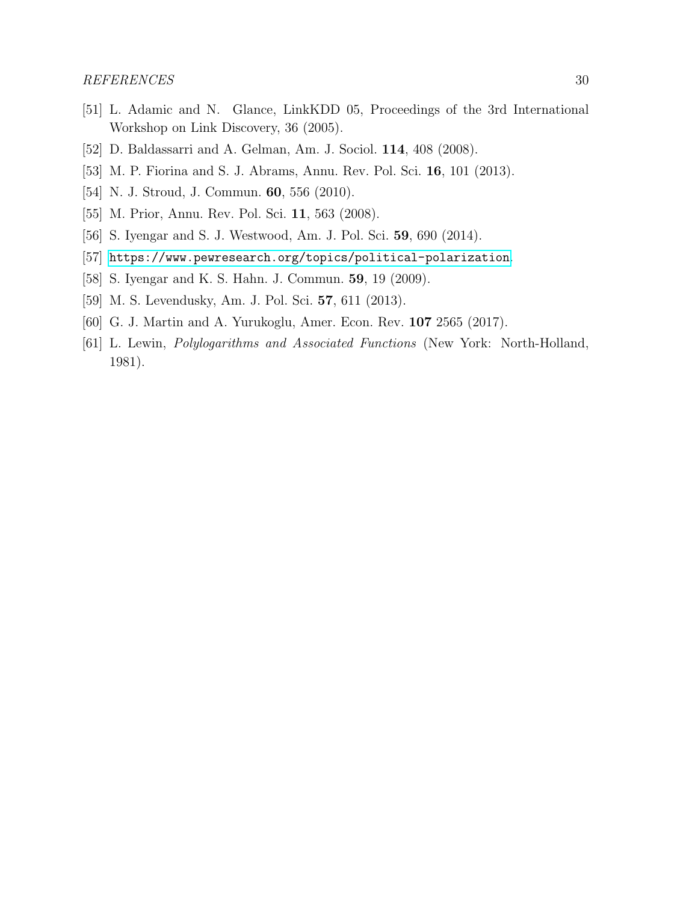[51] L. Adamic and N. Glance, LinkKDD 05, Proceedings of the 3rd International Workshop on Link Discovery, 36 (2005).

[52] D. Baldassarri and A. Gelman, Am. J. Sociol. **114**, 408 (2008).

[53] M. P. Fiorina and S. J. Abrams, Annu. Rev. Pol. Sci. **16**, 101 (2013).

[54] N. J. Stroud, J. Commun. **60**, 556 (2010).

[55] M. Prior, Annu. Rev. Pol. Sci. **11**, 563 (2008).

[56] S. Iyengar and S. J. Westwood, Am. J. Pol. Sci. **59**, 690 (2014).

[57] https://www.pewresearch.org/topics/political-polarization.

[58] S. Iyengar and K. S. Hahn. J. Commun. **59**, 19 (2009).

[59] M. S. Levendusky, Am. J. Pol. Sci. **57**, 611 (2013).

[60] G. J. Martin and A. Yurukoglu, Amer. Econ. Rev. **107** 2565 (2017).

[61] L. Lewin, *Polylogarithms and Associated Functions* (New York: North-Holland, 1981).